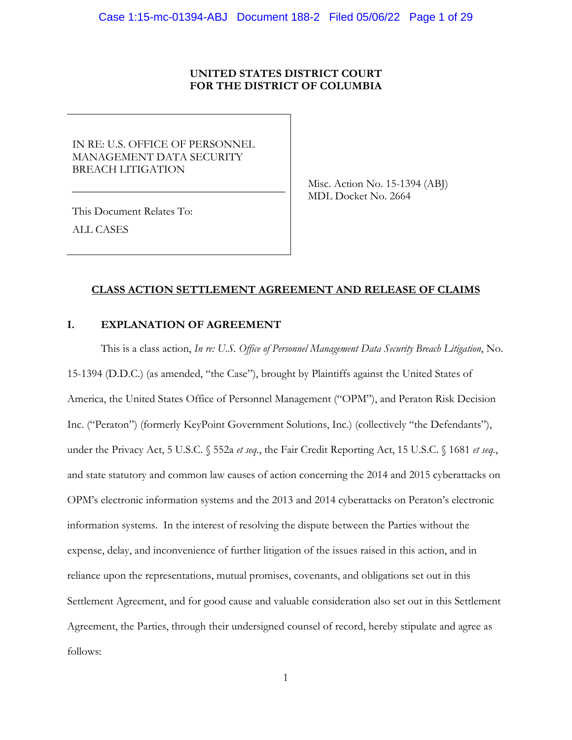**UNITED STATES DISTRICT COURT**
**FOR THE DISTRICT OF COLUMBIA**

| | |
|---|---|
| IN RE: U.S. OFFICE OF PERSONNEL MANAGEMENT DATA SECURITY BREACH LITIGATION | Misc. Action No. 15-1394 (ABJ) |
| This Document Relates To: ALL CASES | MDL Docket No. 2664 |

**CLASS ACTION SETTLEMENT AGREEMENT AND RELEASE OF CLAIMS**

## I. EXPLANATION OF AGREEMENT

This is a class action, *In re: U.S. Office of Personnel Management Data Security Breach Litigation*, No. 15-1394 (D.D.C.) (as amended, "the Case"), brought by Plaintiffs against the United States of America, the United States Office of Personnel Management ("OPM"), and Peraton Risk Decision Inc. ("Peraton") (formerly KeyPoint Government Solutions, Inc.) (collectively "the Defendants"), under the Privacy Act, 5 U.S.C. § 552a *et seq.*, the Fair Credit Reporting Act, 15 U.S.C. § 1681 *et seq.*, and state statutory and common law causes of action concerning the 2014 and 2015 cyberattacks on OPM's electronic information systems and the 2013 and 2014 cyberattacks on Peraton's electronic information systems. In the interest of resolving the dispute between the Parties without the expense, delay, and inconvenience of further litigation of the issues raised in this action, and in reliance upon the representations, mutual promises, covenants, and obligations set out in this Settlement Agreement, and for good cause and valuable consideration also set out in this Settlement Agreement, the Parties, through their undersigned counsel of record, hereby stipulate and agree as follows: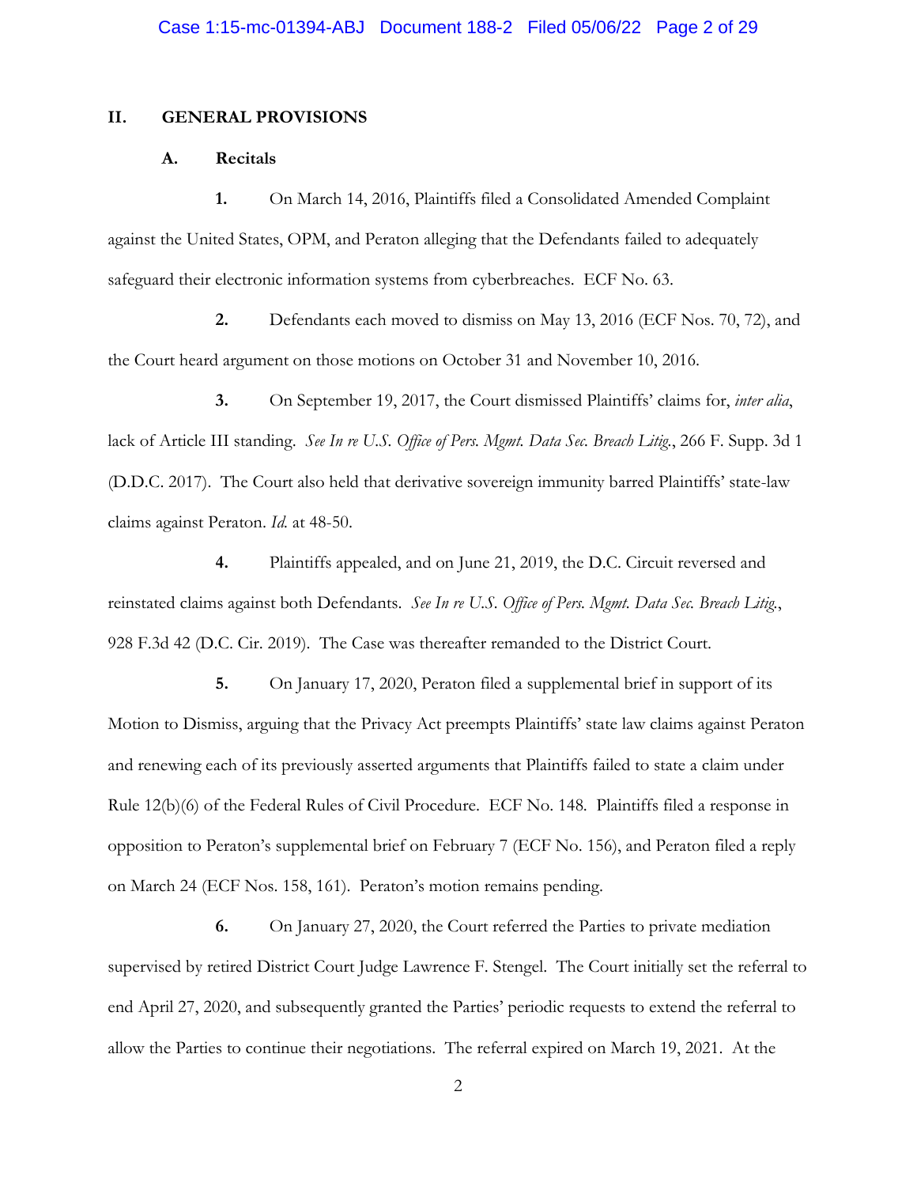## II. GENERAL PROVISIONS

### A. Recitals

**1.** On March 14, 2016, Plaintiffs filed a Consolidated Amended Complaint against the United States, OPM, and Peraton alleging that the Defendants failed to adequately safeguard their electronic information systems from cyberbreaches. ECF No. 63.

**2.** Defendants each moved to dismiss on May 13, 2016 (ECF Nos. 70, 72), and the Court heard argument on those motions on October 31 and November 10, 2016.

**3.** On September 19, 2017, the Court dismissed Plaintiffs' claims for, *inter alia*, lack of Article III standing. *See In re U.S. Office of Pers. Mgmt. Data Sec. Breach Litig.*, 266 F. Supp. 3d 1 (D.D.C. 2017). The Court also held that derivative sovereign immunity barred Plaintiffs' state-law claims against Peraton. *Id.* at 48-50.

**4.** Plaintiffs appealed, and on June 21, 2019, the D.C. Circuit reversed and reinstated claims against both Defendants. *See In re U.S. Office of Pers. Mgmt. Data Sec. Breach Litig.*, 928 F.3d 42 (D.C. Cir. 2019). The Case was thereafter remanded to the District Court.

**5.** On January 17, 2020, Peraton filed a supplemental brief in support of its Motion to Dismiss, arguing that the Privacy Act preempts Plaintiffs' state law claims against Peraton and renewing each of its previously asserted arguments that Plaintiffs failed to state a claim under Rule 12(b)(6) of the Federal Rules of Civil Procedure. ECF No. 148. Plaintiffs filed a response in opposition to Peraton's supplemental brief on February 7 (ECF No. 156), and Peraton filed a reply on March 24 (ECF Nos. 158, 161). Peraton's motion remains pending.

**6.** On January 27, 2020, the Court referred the Parties to private mediation supervised by retired District Court Judge Lawrence F. Stengel. The Court initially set the referral to end April 27, 2020, and subsequently granted the Parties' periodic requests to extend the referral to allow the Parties to continue their negotiations. The referral expired on March 19, 2021. At the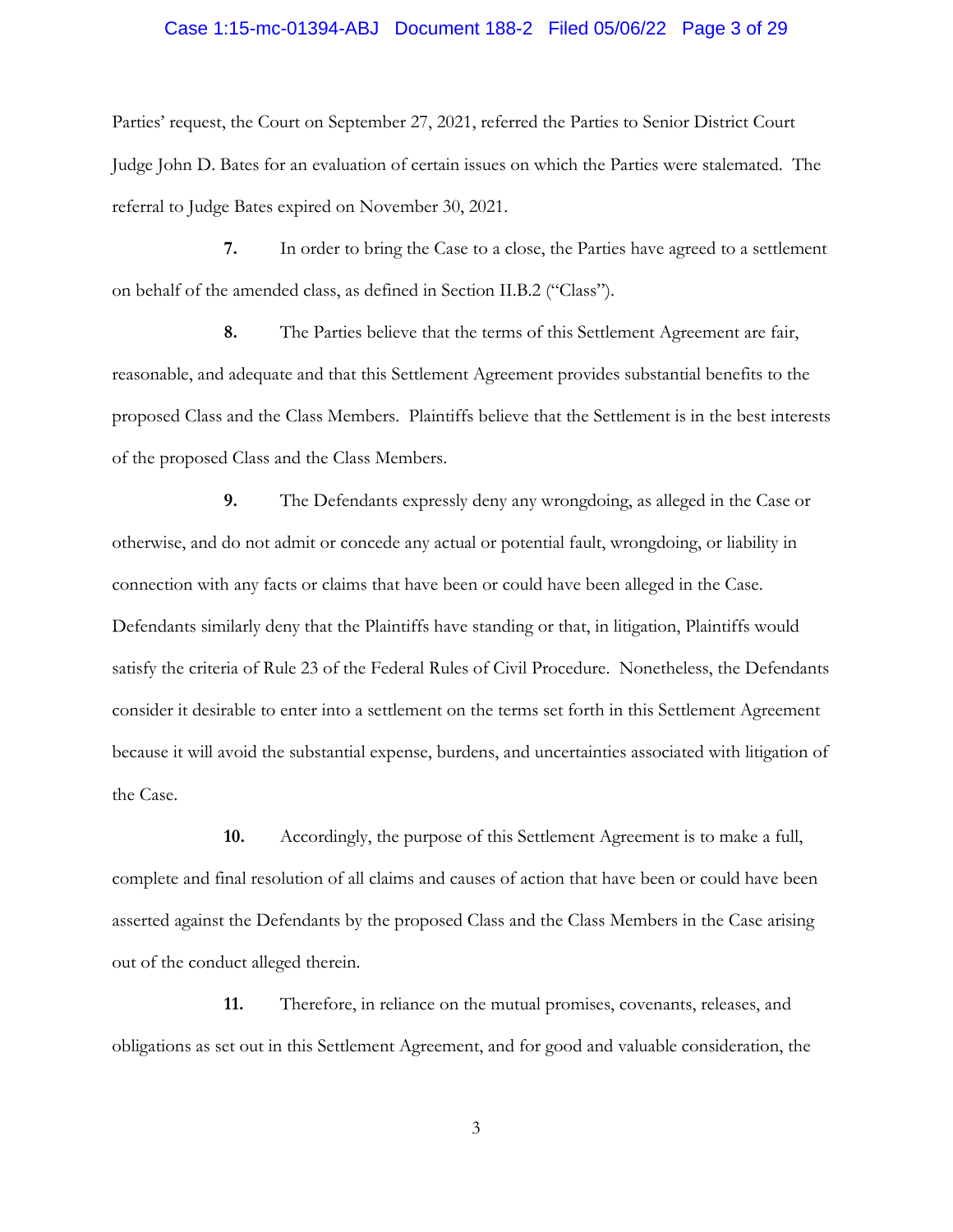Parties' request, the Court on September 27, 2021, referred the Parties to Senior District Court Judge John D. Bates for an evaluation of certain issues on which the Parties were stalemated. The referral to Judge Bates expired on November 30, 2021.

**7.** In order to bring the Case to a close, the Parties have agreed to a settlement on behalf of the amended class, as defined in Section II.B.2 ("Class").

**8.** The Parties believe that the terms of this Settlement Agreement are fair, reasonable, and adequate and that this Settlement Agreement provides substantial benefits to the proposed Class and the Class Members. Plaintiffs believe that the Settlement is in the best interests of the proposed Class and the Class Members.

**9.** The Defendants expressly deny any wrongdoing, as alleged in the Case or otherwise, and do not admit or concede any actual or potential fault, wrongdoing, or liability in connection with any facts or claims that have been or could have been alleged in the Case. Defendants similarly deny that the Plaintiffs have standing or that, in litigation, Plaintiffs would satisfy the criteria of Rule 23 of the Federal Rules of Civil Procedure. Nonetheless, the Defendants consider it desirable to enter into a settlement on the terms set forth in this Settlement Agreement because it will avoid the substantial expense, burdens, and uncertainties associated with litigation of the Case.

**10.** Accordingly, the purpose of this Settlement Agreement is to make a full, complete and final resolution of all claims and causes of action that have been or could have been asserted against the Defendants by the proposed Class and the Class Members in the Case arising out of the conduct alleged therein.

**11.** Therefore, in reliance on the mutual promises, covenants, releases, and obligations as set out in this Settlement Agreement, and for good and valuable consideration, the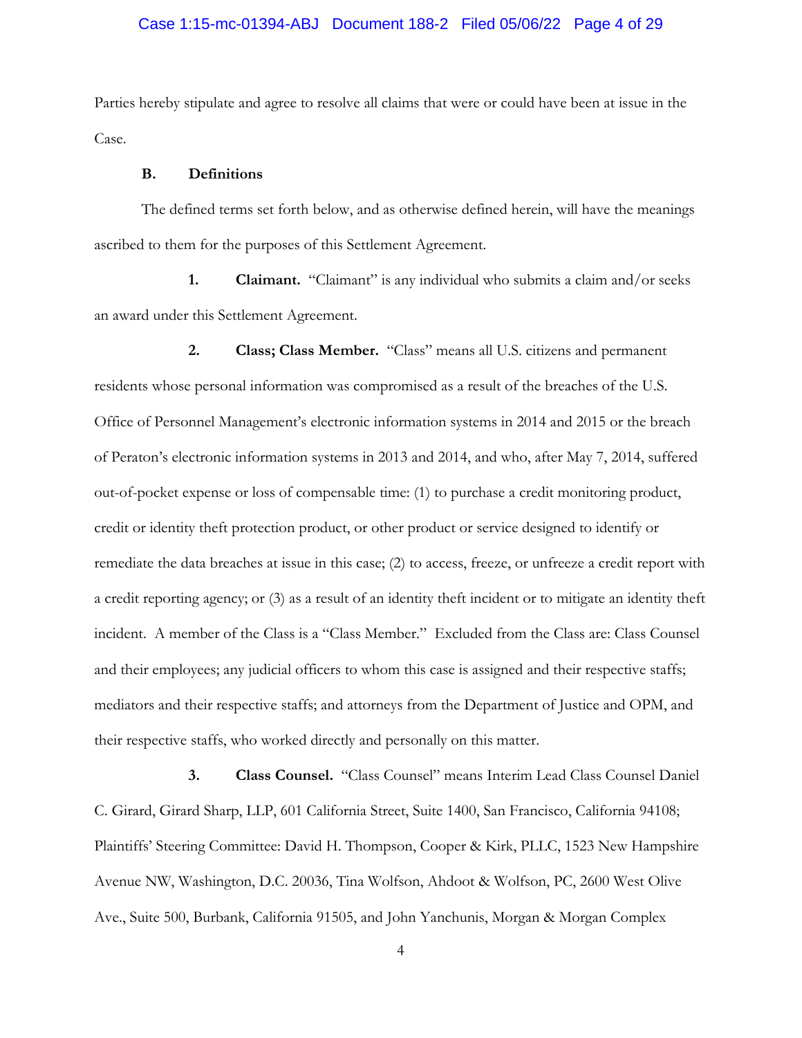Parties hereby stipulate and agree to resolve all claims that were or could have been at issue in the Case.

### B. Definitions

The defined terms set forth below, and as otherwise defined herein, will have the meanings ascribed to them for the purposes of this Settlement Agreement.

1. **Claimant.** "Claimant" is any individual who submits a claim and/or seeks an award under this Settlement Agreement.

2. **Class; Class Member.** "Class" means all U.S. citizens and permanent residents whose personal information was compromised as a result of the breaches of the U.S. Office of Personnel Management's electronic information systems in 2014 and 2015 or the breach of Peraton's electronic information systems in 2013 and 2014, and who, after May 7, 2014, suffered out-of-pocket expense or loss of compensable time: (1) to purchase a credit monitoring product, credit or identity theft protection product, or other product or service designed to identify or remediate the data breaches at issue in this case; (2) to access, freeze, or unfreeze a credit report with a credit reporting agency; or (3) as a result of an identity theft incident or to mitigate an identity theft incident. A member of the Class is a "Class Member." Excluded from the Class are: Class Counsel and their employees; any judicial officers to whom this case is assigned and their respective staffs; mediators and their respective staffs; and attorneys from the Department of Justice and OPM, and their respective staffs, who worked directly and personally on this matter.

3. **Class Counsel.** "Class Counsel" means Interim Lead Class Counsel Daniel C. Girard, Girard Sharp, LLP, 601 California Street, Suite 1400, San Francisco, California 94108; Plaintiffs' Steering Committee: David H. Thompson, Cooper & Kirk, PLLC, 1523 New Hampshire Avenue NW, Washington, D.C. 20036, Tina Wolfson, Ahdoot & Wolfson, PC, 2600 West Olive Ave., Suite 500, Burbank, California 91505, and John Yanchunis, Morgan & Morgan Complex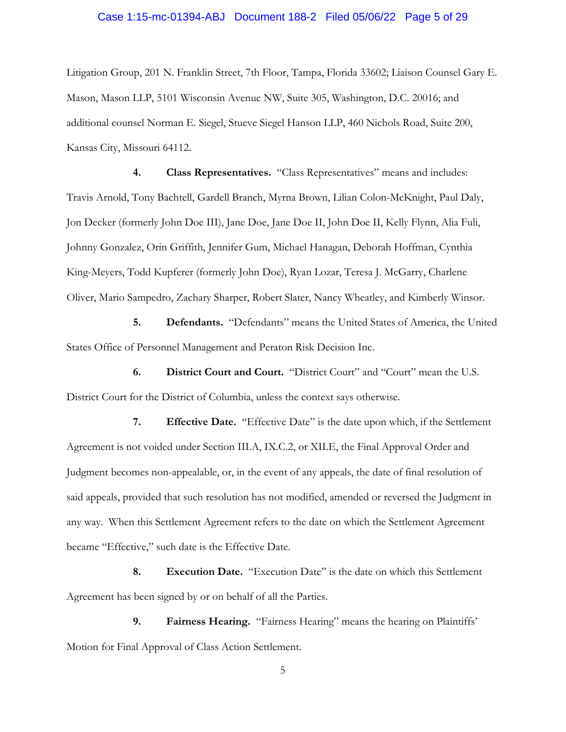Litigation Group, 201 N. Franklin Street, 7th Floor, Tampa, Florida 33602; Liaison Counsel Gary E. Mason, Mason LLP, 5101 Wisconsin Avenue NW, Suite 305, Washington, D.C. 20016; and additional counsel Norman E. Siegel, Stueve Siegel Hanson LLP, 460 Nichols Road, Suite 200, Kansas City, Missouri 64112.

**4. Class Representatives.** "Class Representatives" means and includes: Travis Arnold, Tony Bachtell, Gardell Branch, Myrna Brown, Lilian Colon-McKnight, Paul Daly, Jon Decker (formerly John Doe III), Jane Doe, Jane Doe II, John Doe II, Kelly Flynn, Alia Fuli, Johnny Gonzalez, Orin Griffith, Jennifer Gum, Michael Hanagan, Deborah Hoffman, Cynthia King-Meyers, Todd Kupferer (formerly John Doe), Ryan Lozar, Teresa J. McGarry, Charlene Oliver, Mario Sampedro, Zachary Sharper, Robert Slater, Nancy Wheatley, and Kimberly Winsor.

**5. Defendants.** "Defendants" means the United States of America, the United States Office of Personnel Management and Peraton Risk Decision Inc.

**6. District Court and Court.** "District Court" and "Court" mean the U.S. District Court for the District of Columbia, unless the context says otherwise.

**7. Effective Date.** "Effective Date" is the date upon which, if the Settlement Agreement is not voided under Section III.A, IX.C.2, or XII.E, the Final Approval Order and Judgment becomes non-appealable, or, in the event of any appeals, the date of final resolution of said appeals, provided that such resolution has not modified, amended or reversed the Judgment in any way. When this Settlement Agreement refers to the date on which the Settlement Agreement became "Effective," such date is the Effective Date.

**8. Execution Date.** "Execution Date" is the date on which this Settlement Agreement has been signed by or on behalf of all the Parties.

**9. Fairness Hearing.** "Fairness Hearing" means the hearing on Plaintiffs' Motion for Final Approval of Class Action Settlement.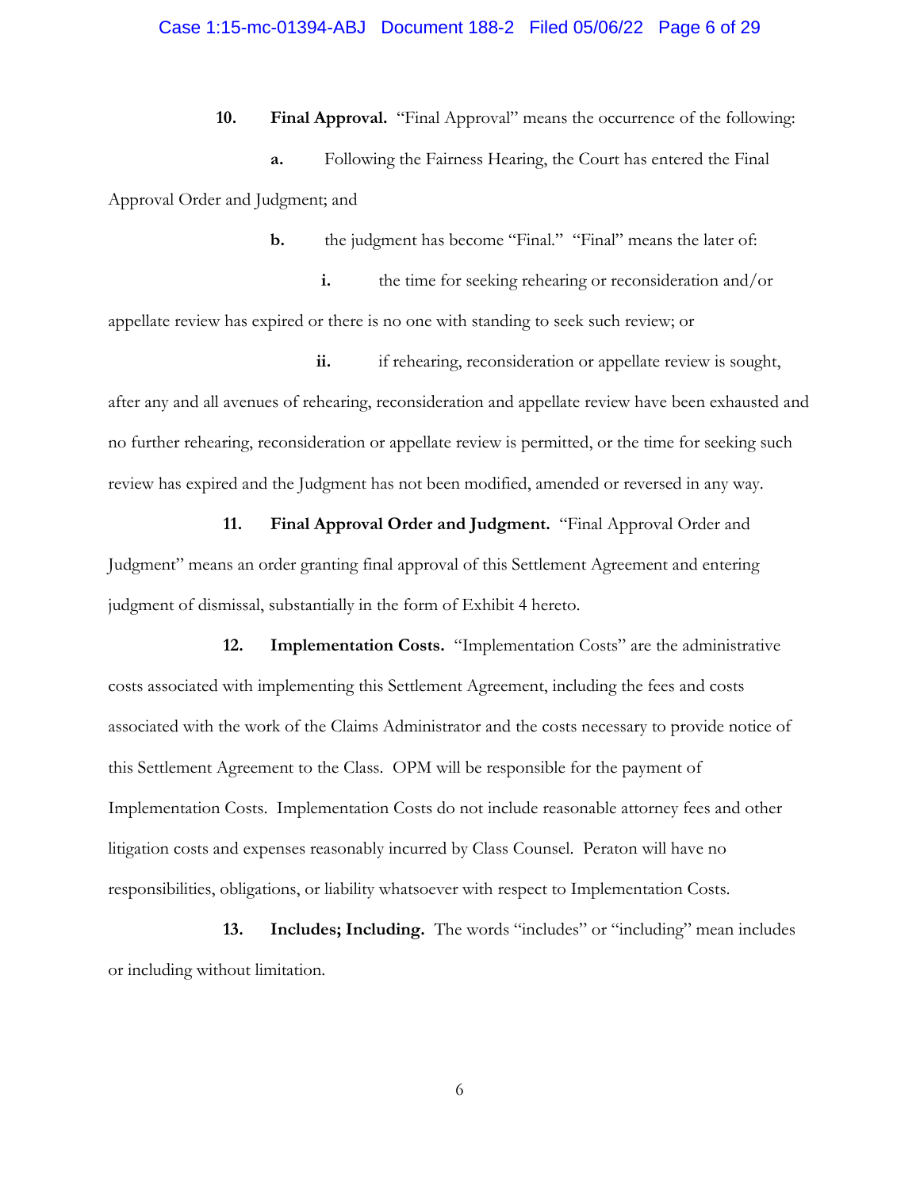**10. Final Approval.** "Final Approval" means the occurrence of the following:

**a.** Following the Fairness Hearing, the Court has entered the Final Approval Order and Judgment; and

**b.** the judgment has become "Final." "Final" means the later of:

**i.** the time for seeking rehearing or reconsideration and/or appellate review has expired or there is no one with standing to seek such review; or

**ii.** if rehearing, reconsideration or appellate review is sought, after any and all avenues of rehearing, reconsideration and appellate review have been exhausted and no further rehearing, reconsideration or appellate review is permitted, or the time for seeking such review has expired and the Judgment has not been modified, amended or reversed in any way.

**11. Final Approval Order and Judgment.** "Final Approval Order and Judgment" means an order granting final approval of this Settlement Agreement and entering judgment of dismissal, substantially in the form of Exhibit 4 hereto.

**12. Implementation Costs.** "Implementation Costs" are the administrative costs associated with implementing this Settlement Agreement, including the fees and costs associated with the work of the Claims Administrator and the costs necessary to provide notice of this Settlement Agreement to the Class. OPM will be responsible for the payment of Implementation Costs. Implementation Costs do not include reasonable attorney fees and other litigation costs and expenses reasonably incurred by Class Counsel. Peraton will have no responsibilities, obligations, or liability whatsoever with respect to Implementation Costs.

**13. Includes; Including.** The words "includes" or "including" mean includes or including without limitation.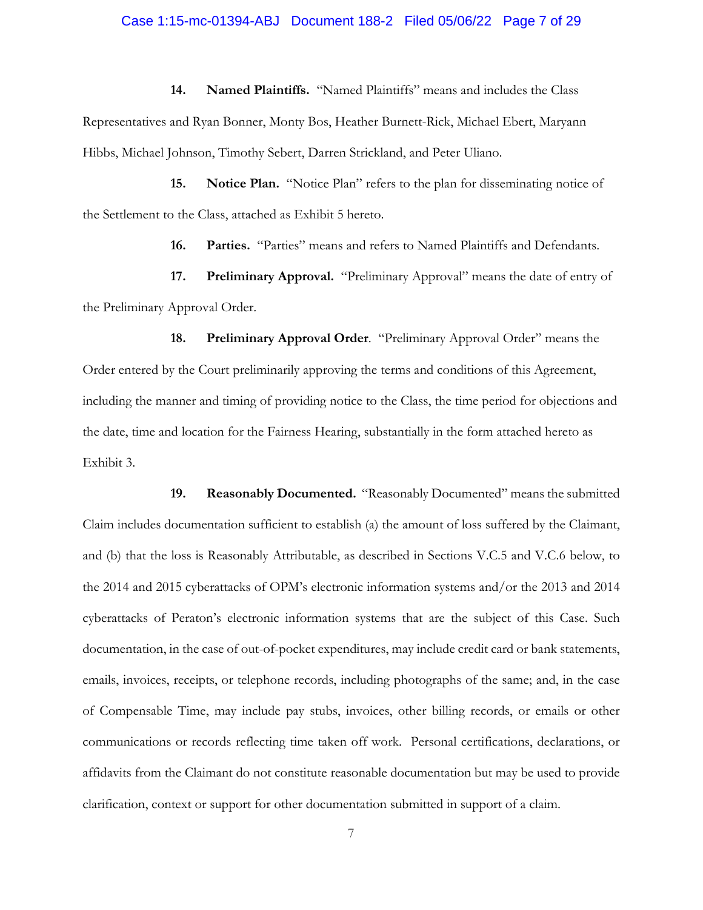**14. Named Plaintiffs.** "Named Plaintiffs" means and includes the Class Representatives and Ryan Bonner, Monty Bos, Heather Burnett-Rick, Michael Ebert, Maryann Hibbs, Michael Johnson, Timothy Sebert, Darren Strickland, and Peter Uliano.

**15. Notice Plan.** "Notice Plan" refers to the plan for disseminating notice of the Settlement to the Class, attached as Exhibit 5 hereto.

**16. Parties.** "Parties" means and refers to Named Plaintiffs and Defendants.

**17. Preliminary Approval.** "Preliminary Approval" means the date of entry of the Preliminary Approval Order.

**18. Preliminary Approval Order**. "Preliminary Approval Order" means the Order entered by the Court preliminarily approving the terms and conditions of this Agreement, including the manner and timing of providing notice to the Class, the time period for objections and the date, time and location for the Fairness Hearing, substantially in the form attached hereto as Exhibit 3.

**19. Reasonably Documented.** "Reasonably Documented" means the submitted Claim includes documentation sufficient to establish (a) the amount of loss suffered by the Claimant, and (b) that the loss is Reasonably Attributable, as described in Sections V.C.5 and V.C.6 below, to the 2014 and 2015 cyberattacks of OPM's electronic information systems and/or the 2013 and 2014 cyberattacks of Peraton's electronic information systems that are the subject of this Case. Such documentation, in the case of out-of-pocket expenditures, may include credit card or bank statements, emails, invoices, receipts, or telephone records, including photographs of the same; and, in the case of Compensable Time, may include pay stubs, invoices, other billing records, or emails or other communications or records reflecting time taken off work. Personal certifications, declarations, or affidavits from the Claimant do not constitute reasonable documentation but may be used to provide clarification, context or support for other documentation submitted in support of a claim.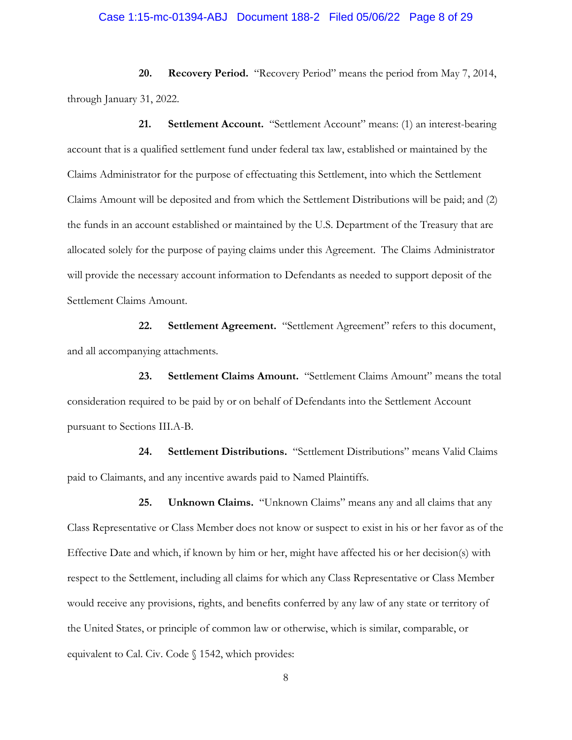**20. Recovery Period.** "Recovery Period" means the period from May 7, 2014, through January 31, 2022.

**21. Settlement Account.** "Settlement Account" means: (1) an interest-bearing account that is a qualified settlement fund under federal tax law, established or maintained by the Claims Administrator for the purpose of effectuating this Settlement, into which the Settlement Claims Amount will be deposited and from which the Settlement Distributions will be paid; and (2) the funds in an account established or maintained by the U.S. Department of the Treasury that are allocated solely for the purpose of paying claims under this Agreement. The Claims Administrator will provide the necessary account information to Defendants as needed to support deposit of the Settlement Claims Amount.

**22. Settlement Agreement.** "Settlement Agreement" refers to this document, and all accompanying attachments.

**23. Settlement Claims Amount.** "Settlement Claims Amount" means the total consideration required to be paid by or on behalf of Defendants into the Settlement Account pursuant to Sections III.A-B.

**24. Settlement Distributions.** "Settlement Distributions" means Valid Claims paid to Claimants, and any incentive awards paid to Named Plaintiffs.

**25. Unknown Claims.** "Unknown Claims" means any and all claims that any Class Representative or Class Member does not know or suspect to exist in his or her favor as of the Effective Date and which, if known by him or her, might have affected his or her decision(s) with respect to the Settlement, including all claims for which any Class Representative or Class Member would receive any provisions, rights, and benefits conferred by any law of any state or territory of the United States, or principle of common law or otherwise, which is similar, comparable, or equivalent to Cal. Civ. Code § 1542, which provides: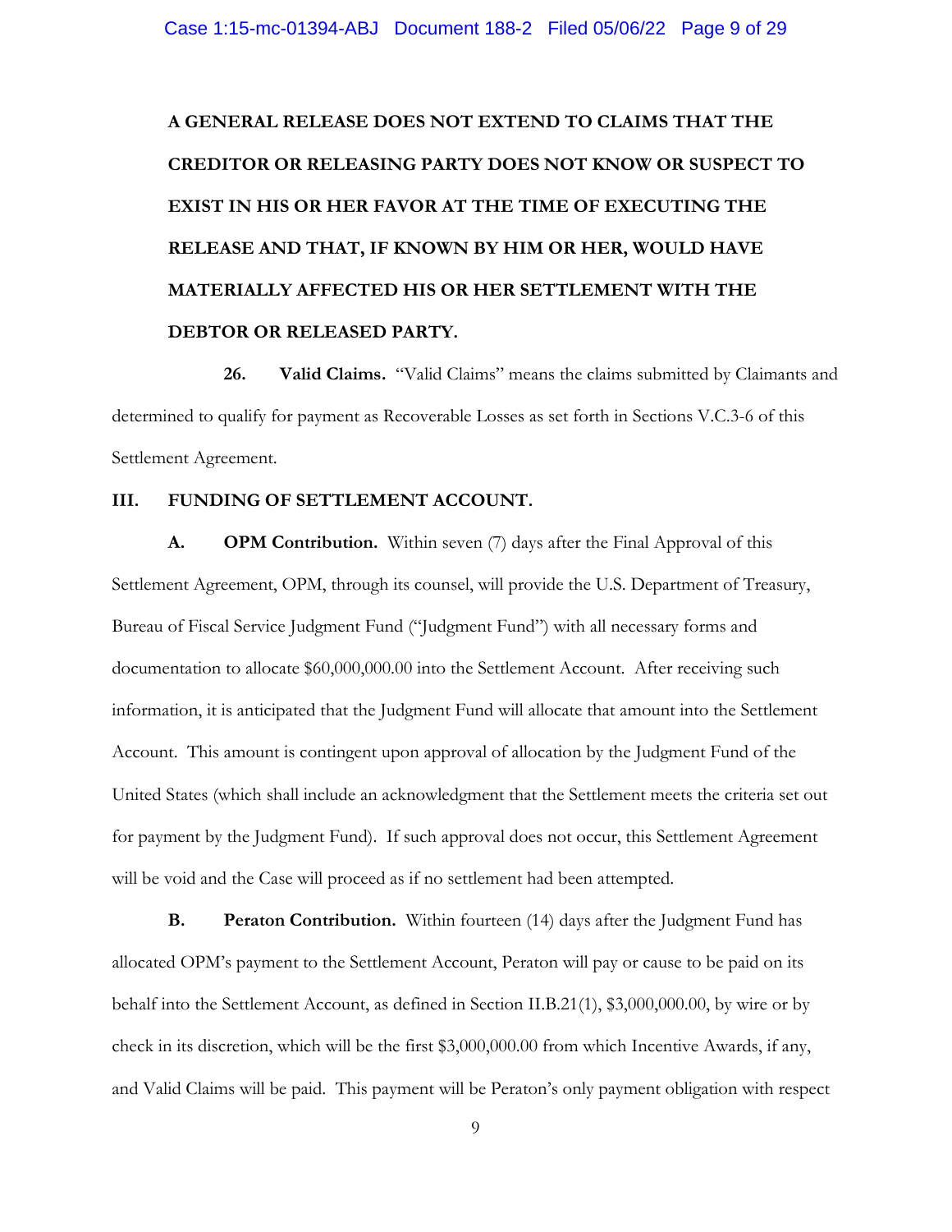**A GENERAL RELEASE DOES NOT EXTEND TO CLAIMS THAT THE CREDITOR OR RELEASING PARTY DOES NOT KNOW OR SUSPECT TO EXIST IN HIS OR HER FAVOR AT THE TIME OF EXECUTING THE RELEASE AND THAT, IF KNOWN BY HIM OR HER, WOULD HAVE MATERIALLY AFFECTED HIS OR HER SETTLEMENT WITH THE DEBTOR OR RELEASED PARTY.**

**26. Valid Claims.** "Valid Claims" means the claims submitted by Claimants and determined to qualify for payment as Recoverable Losses as set forth in Sections V.C.3-6 of this Settlement Agreement.

## III. FUNDING OF SETTLEMENT ACCOUNT.

**A. OPM Contribution.** Within seven (7) days after the Final Approval of this Settlement Agreement, OPM, through its counsel, will provide the U.S. Department of Treasury, Bureau of Fiscal Service Judgment Fund ("Judgment Fund") with all necessary forms and documentation to allocate $60,000,000.00 into the Settlement Account. After receiving such information, it is anticipated that the Judgment Fund will allocate that amount into the Settlement Account. This amount is contingent upon approval of allocation by the Judgment Fund of the United States (which shall include an acknowledgment that the Settlement meets the criteria set out for payment by the Judgment Fund). If such approval does not occur, this Settlement Agreement will be void and the Case will proceed as if no settlement had been attempted.

**B. Peraton Contribution.** Within fourteen (14) days after the Judgment Fund has allocated OPM's payment to the Settlement Account, Peraton will pay or cause to be paid on its behalf into the Settlement Account, as defined in Section II.B.21(1), $3,000,000.00, by wire or by check in its discretion, which will be the first $3,000,000.00 from which Incentive Awards, if any, and Valid Claims will be paid. This payment will be Peraton's only payment obligation with respect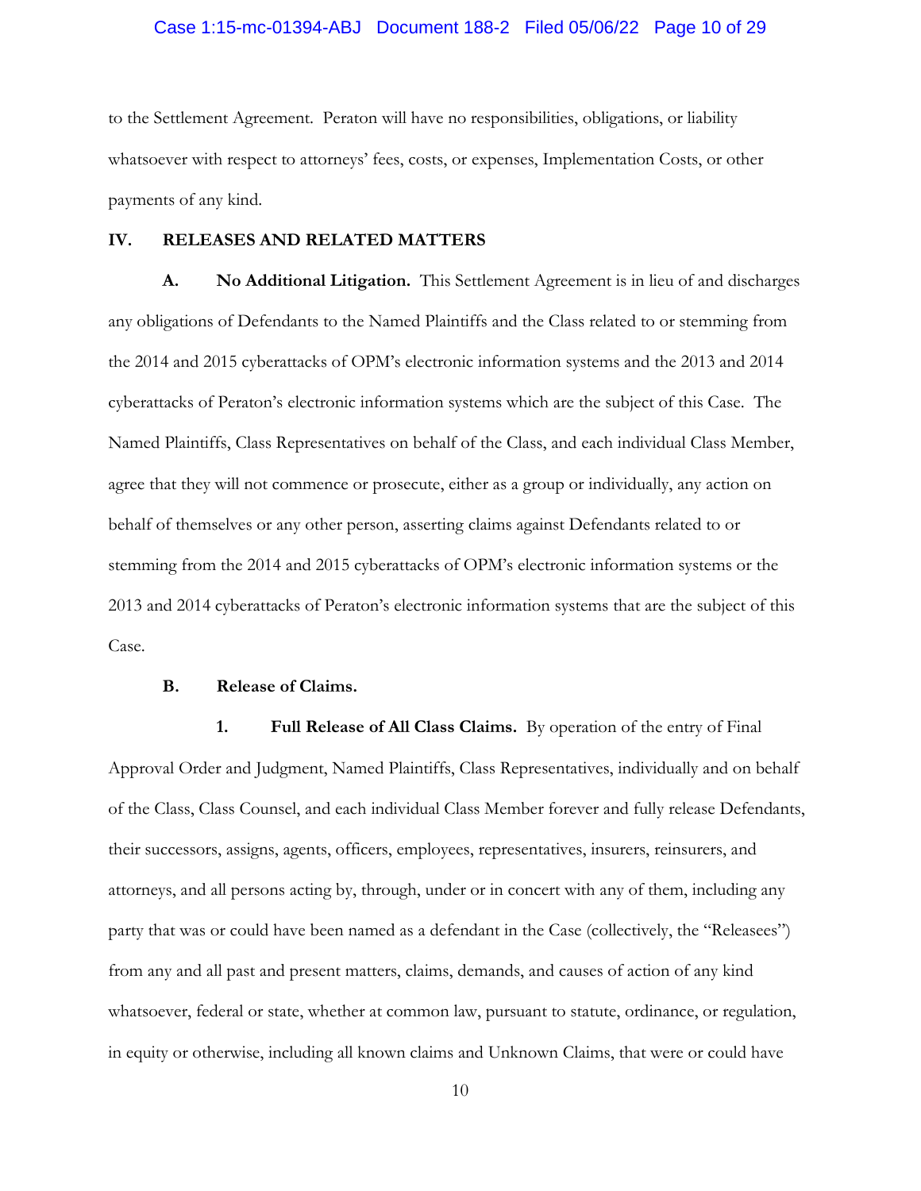to the Settlement Agreement. Peraton will have no responsibilities, obligations, or liability whatsoever with respect to attorneys' fees, costs, or expenses, Implementation Costs, or other payments of any kind.

## IV. RELEASES AND RELATED MATTERS

**A. No Additional Litigation.** This Settlement Agreement is in lieu of and discharges any obligations of Defendants to the Named Plaintiffs and the Class related to or stemming from the 2014 and 2015 cyberattacks of OPM's electronic information systems and the 2013 and 2014 cyberattacks of Peraton's electronic information systems which are the subject of this Case. The Named Plaintiffs, Class Representatives on behalf of the Class, and each individual Class Member, agree that they will not commence or prosecute, either as a group or individually, any action on behalf of themselves or any other person, asserting claims against Defendants related to or stemming from the 2014 and 2015 cyberattacks of OPM's electronic information systems or the 2013 and 2014 cyberattacks of Peraton's electronic information systems that are the subject of this Case.

**B. Release of Claims.**

**1. Full Release of All Class Claims.** By operation of the entry of Final Approval Order and Judgment, Named Plaintiffs, Class Representatives, individually and on behalf of the Class, Class Counsel, and each individual Class Member forever and fully release Defendants, their successors, assigns, agents, officers, employees, representatives, insurers, reinsurers, and attorneys, and all persons acting by, through, under or in concert with any of them, including any party that was or could have been named as a defendant in the Case (collectively, the "Releasees") from any and all past and present matters, claims, demands, and causes of action of any kind whatsoever, federal or state, whether at common law, pursuant to statute, ordinance, or regulation, in equity or otherwise, including all known claims and Unknown Claims, that were or could have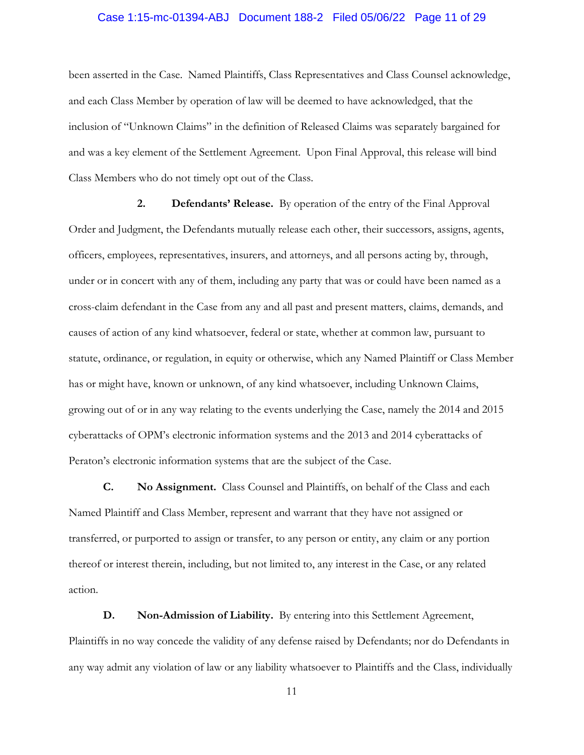been asserted in the Case. Named Plaintiffs, Class Representatives and Class Counsel acknowledge, and each Class Member by operation of law will be deemed to have acknowledged, that the inclusion of "Unknown Claims" in the definition of Released Claims was separately bargained for and was a key element of the Settlement Agreement. Upon Final Approval, this release will bind Class Members who do not timely opt out of the Class.

**2. Defendants' Release.** By operation of the entry of the Final Approval Order and Judgment, the Defendants mutually release each other, their successors, assigns, agents, officers, employees, representatives, insurers, and attorneys, and all persons acting by, through, under or in concert with any of them, including any party that was or could have been named as a cross-claim defendant in the Case from any and all past and present matters, claims, demands, and causes of action of any kind whatsoever, federal or state, whether at common law, pursuant to statute, ordinance, or regulation, in equity or otherwise, which any Named Plaintiff or Class Member has or might have, known or unknown, of any kind whatsoever, including Unknown Claims, growing out of or in any way relating to the events underlying the Case, namely the 2014 and 2015 cyberattacks of OPM's electronic information systems and the 2013 and 2014 cyberattacks of Peraton's electronic information systems that are the subject of the Case.

**C. No Assignment.** Class Counsel and Plaintiffs, on behalf of the Class and each Named Plaintiff and Class Member, represent and warrant that they have not assigned or transferred, or purported to assign or transfer, to any person or entity, any claim or any portion thereof or interest therein, including, but not limited to, any interest in the Case, or any related action.

**D. Non-Admission of Liability.** By entering into this Settlement Agreement, Plaintiffs in no way concede the validity of any defense raised by Defendants; nor do Defendants in any way admit any violation of law or any liability whatsoever to Plaintiffs and the Class, individually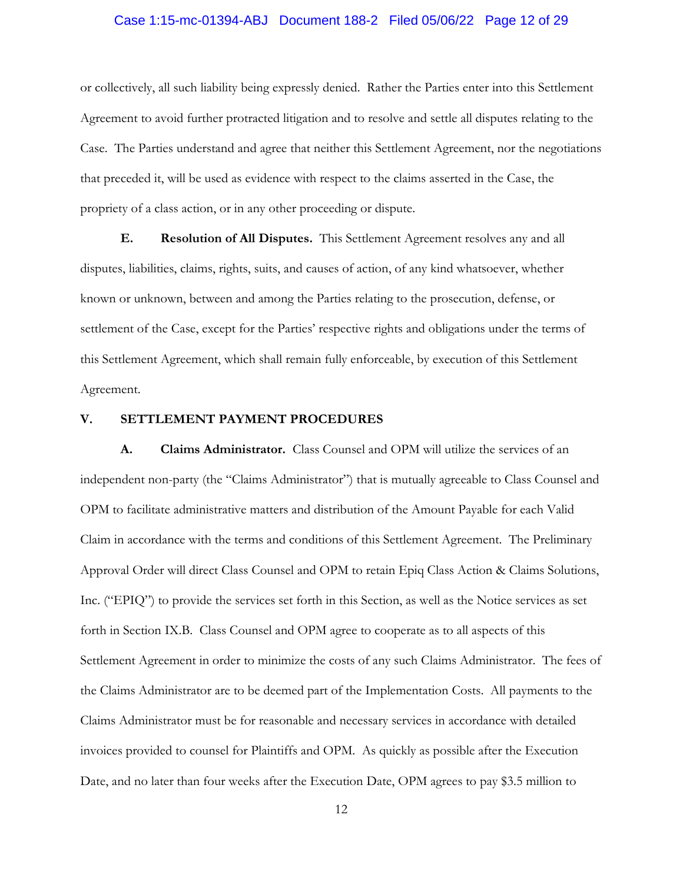or collectively, all such liability being expressly denied. Rather the Parties enter into this Settlement Agreement to avoid further protracted litigation and to resolve and settle all disputes relating to the Case. The Parties understand and agree that neither this Settlement Agreement, nor the negotiations that preceded it, will be used as evidence with respect to the claims asserted in the Case, the propriety of a class action, or in any other proceeding or dispute.

**E. Resolution of All Disputes.** This Settlement Agreement resolves any and all disputes, liabilities, claims, rights, suits, and causes of action, of any kind whatsoever, whether known or unknown, between and among the Parties relating to the prosecution, defense, or settlement of the Case, except for the Parties' respective rights and obligations under the terms of this Settlement Agreement, which shall remain fully enforceable, by execution of this Settlement Agreement.

## V. SETTLEMENT PAYMENT PROCEDURES

**A. Claims Administrator.** Class Counsel and OPM will utilize the services of an independent non-party (the "Claims Administrator") that is mutually agreeable to Class Counsel and OPM to facilitate administrative matters and distribution of the Amount Payable for each Valid Claim in accordance with the terms and conditions of this Settlement Agreement. The Preliminary Approval Order will direct Class Counsel and OPM to retain Epiq Class Action & Claims Solutions, Inc. ("EPIQ") to provide the services set forth in this Section, as well as the Notice services as set forth in Section IX.B. Class Counsel and OPM agree to cooperate as to all aspects of this Settlement Agreement in order to minimize the costs of any such Claims Administrator. The fees of the Claims Administrator are to be deemed part of the Implementation Costs. All payments to the Claims Administrator must be for reasonable and necessary services in accordance with detailed invoices provided to counsel for Plaintiffs and OPM. As quickly as possible after the Execution Date, and no later than four weeks after the Execution Date, OPM agrees to pay $3.5 million to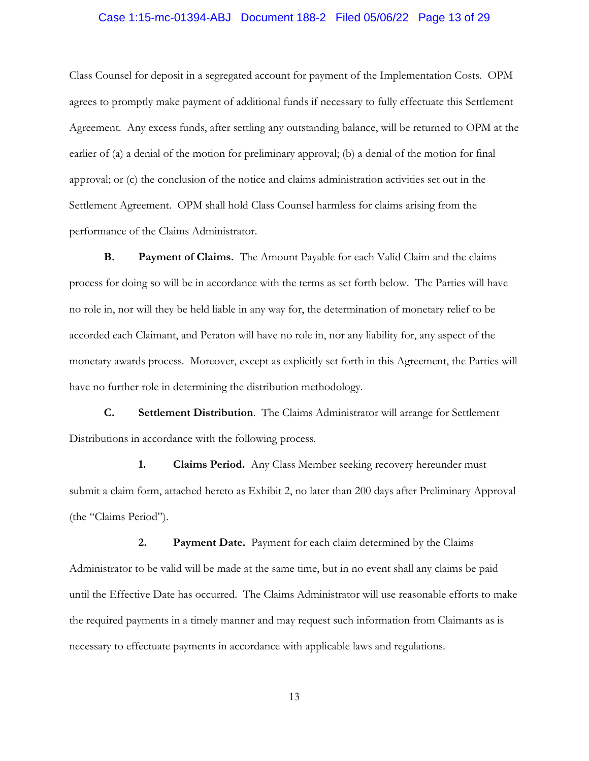Class Counsel for deposit in a segregated account for payment of the Implementation Costs. OPM agrees to promptly make payment of additional funds if necessary to fully effectuate this Settlement Agreement. Any excess funds, after settling any outstanding balance, will be returned to OPM at the earlier of (a) a denial of the motion for preliminary approval; (b) a denial of the motion for final approval; or (c) the conclusion of the notice and claims administration activities set out in the Settlement Agreement. OPM shall hold Class Counsel harmless for claims arising from the performance of the Claims Administrator.

**B. Payment of Claims.** The Amount Payable for each Valid Claim and the claims process for doing so will be in accordance with the terms as set forth below. The Parties will have no role in, nor will they be held liable in any way for, the determination of monetary relief to be accorded each Claimant, and Peraton will have no role in, nor any liability for, any aspect of the monetary awards process. Moreover, except as explicitly set forth in this Agreement, the Parties will have no further role in determining the distribution methodology.

**C. Settlement Distribution**. The Claims Administrator will arrange for Settlement Distributions in accordance with the following process.

**1. Claims Period.** Any Class Member seeking recovery hereunder must submit a claim form, attached hereto as Exhibit 2, no later than 200 days after Preliminary Approval (the "Claims Period").

**2. Payment Date.** Payment for each claim determined by the Claims Administrator to be valid will be made at the same time, but in no event shall any claims be paid until the Effective Date has occurred. The Claims Administrator will use reasonable efforts to make the required payments in a timely manner and may request such information from Claimants as is necessary to effectuate payments in accordance with applicable laws and regulations.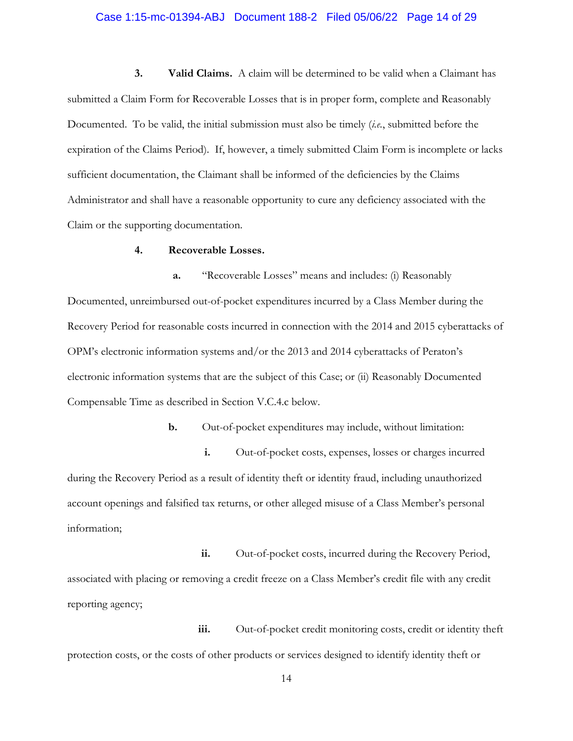**3. Valid Claims.** A claim will be determined to be valid when a Claimant has submitted a Claim Form for Recoverable Losses that is in proper form, complete and Reasonably Documented. To be valid, the initial submission must also be timely (*i.e.*, submitted before the expiration of the Claims Period). If, however, a timely submitted Claim Form is incomplete or lacks sufficient documentation, the Claimant shall be informed of the deficiencies by the Claims Administrator and shall have a reasonable opportunity to cure any deficiency associated with the Claim or the supporting documentation.

**4. Recoverable Losses.**

**a.** "Recoverable Losses" means and includes: (i) Reasonably Documented, unreimbursed out-of-pocket expenditures incurred by a Class Member during the Recovery Period for reasonable costs incurred in connection with the 2014 and 2015 cyberattacks of OPM's electronic information systems and/or the 2013 and 2014 cyberattacks of Peraton's electronic information systems that are the subject of this Case; or (ii) Reasonably Documented Compensable Time as described in Section V.C.4.c below.

**b.** Out-of-pocket expenditures may include, without limitation:

**i.** Out-of-pocket costs, expenses, losses or charges incurred during the Recovery Period as a result of identity theft or identity fraud, including unauthorized account openings and falsified tax returns, or other alleged misuse of a Class Member's personal information;

**ii.** Out-of-pocket costs, incurred during the Recovery Period, associated with placing or removing a credit freeze on a Class Member's credit file with any credit reporting agency;

**iii.** Out-of-pocket credit monitoring costs, credit or identity theft protection costs, or the costs of other products or services designed to identify identity theft or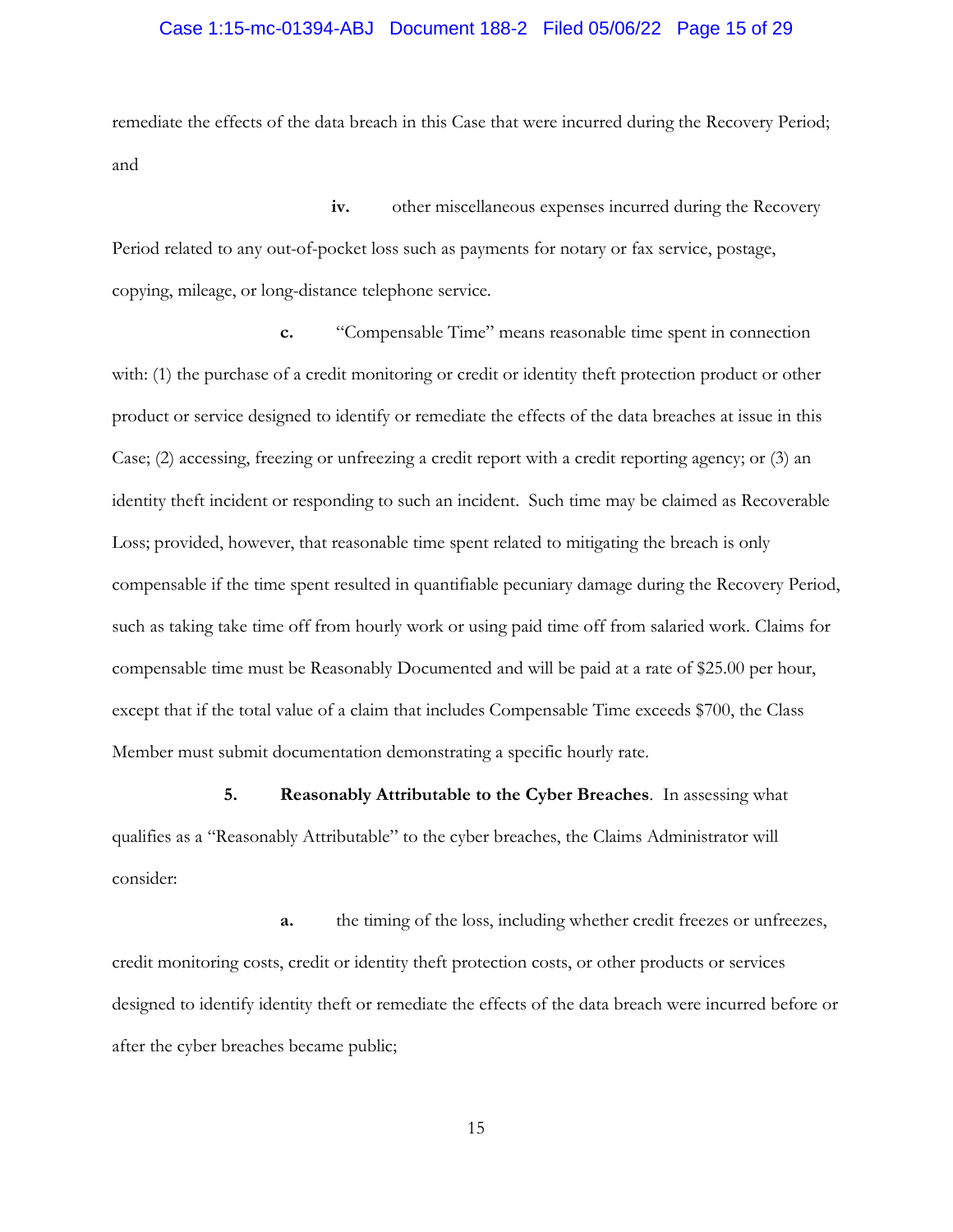remediate the effects of the data breach in this Case that were incurred during the Recovery Period; and

**iv.** other miscellaneous expenses incurred during the Recovery Period related to any out-of-pocket loss such as payments for notary or fax service, postage, copying, mileage, or long-distance telephone service.

**c.** "Compensable Time" means reasonable time spent in connection with: (1) the purchase of a credit monitoring or credit or identity theft protection product or other product or service designed to identify or remediate the effects of the data breaches at issue in this Case; (2) accessing, freezing or unfreezing a credit report with a credit reporting agency; or (3) an identity theft incident or responding to such an incident. Such time may be claimed as Recoverable Loss; provided, however, that reasonable time spent related to mitigating the breach is only compensable if the time spent resulted in quantifiable pecuniary damage during the Recovery Period, such as taking take time off from hourly work or using paid time off from salaried work. Claims for compensable time must be Reasonably Documented and will be paid at a rate of $25.00 per hour, except that if the total value of a claim that includes Compensable Time exceeds $700, the Class Member must submit documentation demonstrating a specific hourly rate.

**5. Reasonably Attributable to the Cyber Breaches**. In assessing what qualifies as a "Reasonably Attributable" to the cyber breaches, the Claims Administrator will consider:

**a.** the timing of the loss, including whether credit freezes or unfreezes, credit monitoring costs, credit or identity theft protection costs, or other products or services designed to identify identity theft or remediate the effects of the data breach were incurred before or after the cyber breaches became public;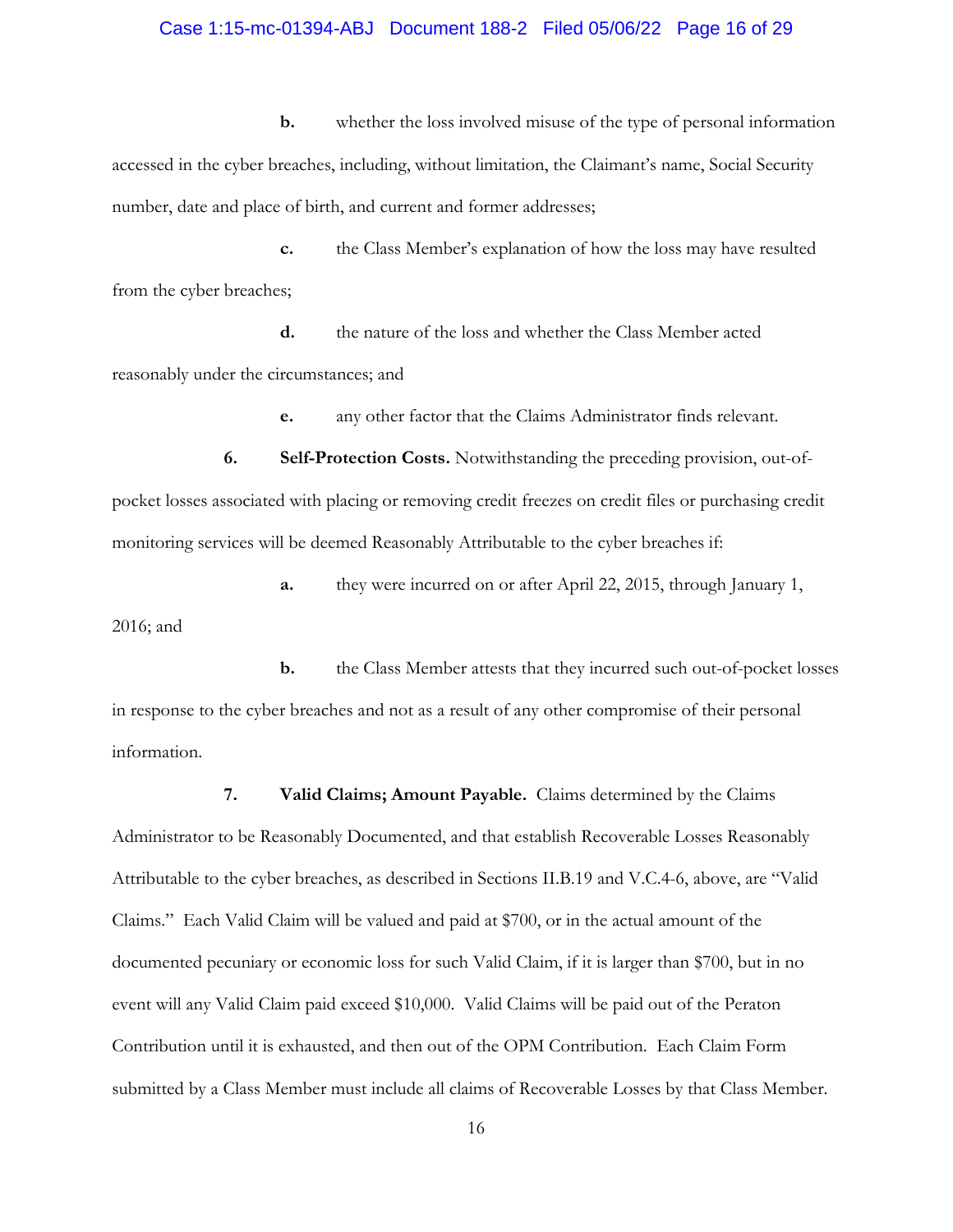**b.** whether the loss involved misuse of the type of personal information accessed in the cyber breaches, including, without limitation, the Claimant's name, Social Security number, date and place of birth, and current and former addresses;

**c.** the Class Member's explanation of how the loss may have resulted from the cyber breaches;

**d.** the nature of the loss and whether the Class Member acted reasonably under the circumstances; and

**e.** any other factor that the Claims Administrator finds relevant.

**6. Self-Protection Costs.** Notwithstanding the preceding provision, out-of-pocket losses associated with placing or removing credit freezes on credit files or purchasing credit monitoring services will be deemed Reasonably Attributable to the cyber breaches if:

**a.** they were incurred on or after April 22, 2015, through January 1, 2016; and

**b.** the Class Member attests that they incurred such out-of-pocket losses in response to the cyber breaches and not as a result of any other compromise of their personal information.

**7. Valid Claims; Amount Payable.** Claims determined by the Claims Administrator to be Reasonably Documented, and that establish Recoverable Losses Reasonably Attributable to the cyber breaches, as described in Sections II.B.19 and V.C.4-6, above, are "Valid Claims." Each Valid Claim will be valued and paid at $700, or in the actual amount of the documented pecuniary or economic loss for such Valid Claim, if it is larger than $700, but in no event will any Valid Claim paid exceed $10,000. Valid Claims will be paid out of the Peraton Contribution until it is exhausted, and then out of the OPM Contribution. Each Claim Form submitted by a Class Member must include all claims of Recoverable Losses by that Class Member.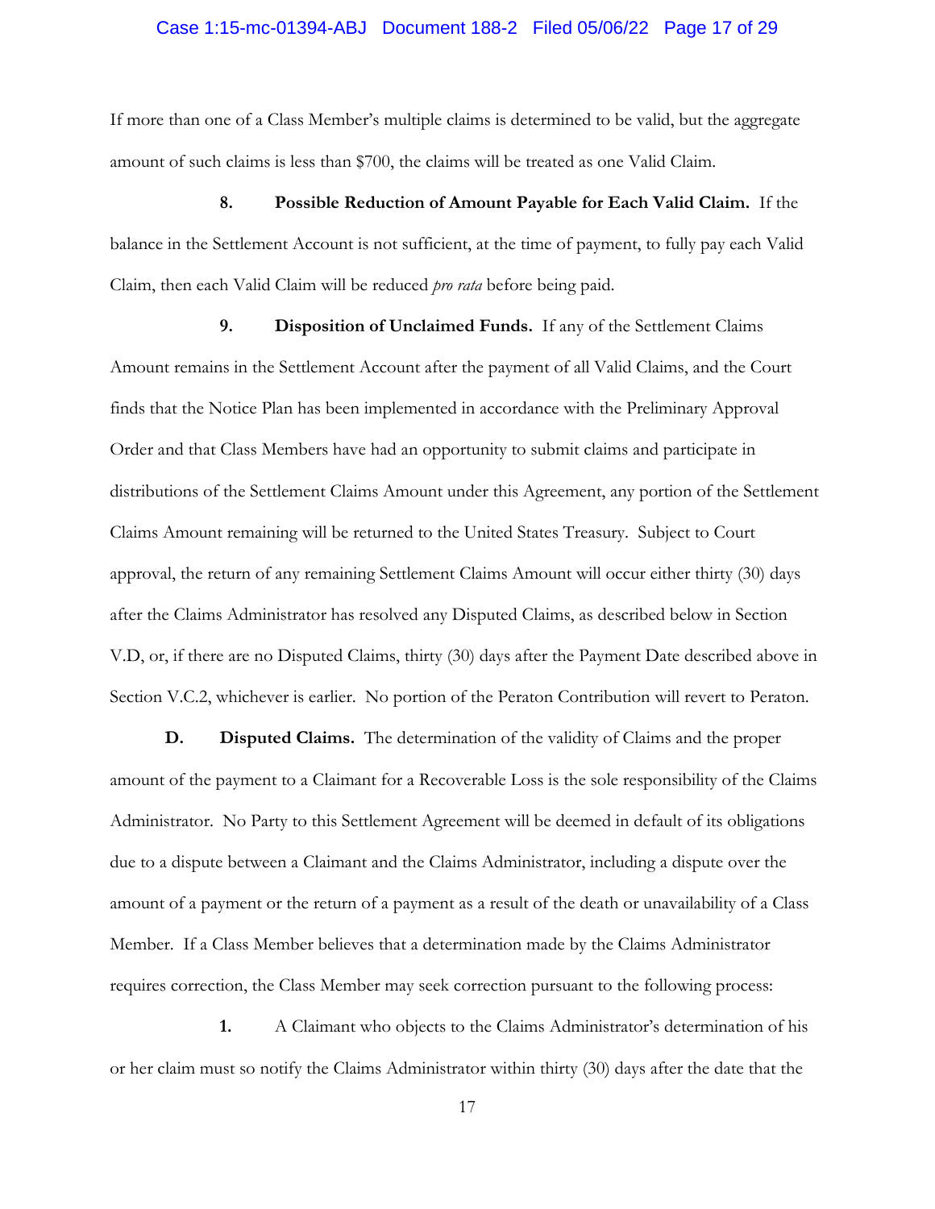If more than one of a Class Member's multiple claims is determined to be valid, but the aggregate amount of such claims is less than $700, the claims will be treated as one Valid Claim.

**8. Possible Reduction of Amount Payable for Each Valid Claim.** If the balance in the Settlement Account is not sufficient, at the time of payment, to fully pay each Valid Claim, then each Valid Claim will be reduced *pro rata* before being paid.

**9. Disposition of Unclaimed Funds.** If any of the Settlement Claims Amount remains in the Settlement Account after the payment of all Valid Claims, and the Court finds that the Notice Plan has been implemented in accordance with the Preliminary Approval Order and that Class Members have had an opportunity to submit claims and participate in distributions of the Settlement Claims Amount under this Agreement, any portion of the Settlement Claims Amount remaining will be returned to the United States Treasury. Subject to Court approval, the return of any remaining Settlement Claims Amount will occur either thirty (30) days after the Claims Administrator has resolved any Disputed Claims, as described below in Section V.D, or, if there are no Disputed Claims, thirty (30) days after the Payment Date described above in Section V.C.2, whichever is earlier. No portion of the Peraton Contribution will revert to Peraton.

**D. Disputed Claims.** The determination of the validity of Claims and the proper amount of the payment to a Claimant for a Recoverable Loss is the sole responsibility of the Claims Administrator. No Party to this Settlement Agreement will be deemed in default of its obligations due to a dispute between a Claimant and the Claims Administrator, including a dispute over the amount of a payment or the return of a payment as a result of the death or unavailability of a Class Member. If a Class Member believes that a determination made by the Claims Administrator requires correction, the Class Member may seek correction pursuant to the following process:

**1.** A Claimant who objects to the Claims Administrator's determination of his or her claim must so notify the Claims Administrator within thirty (30) days after the date that the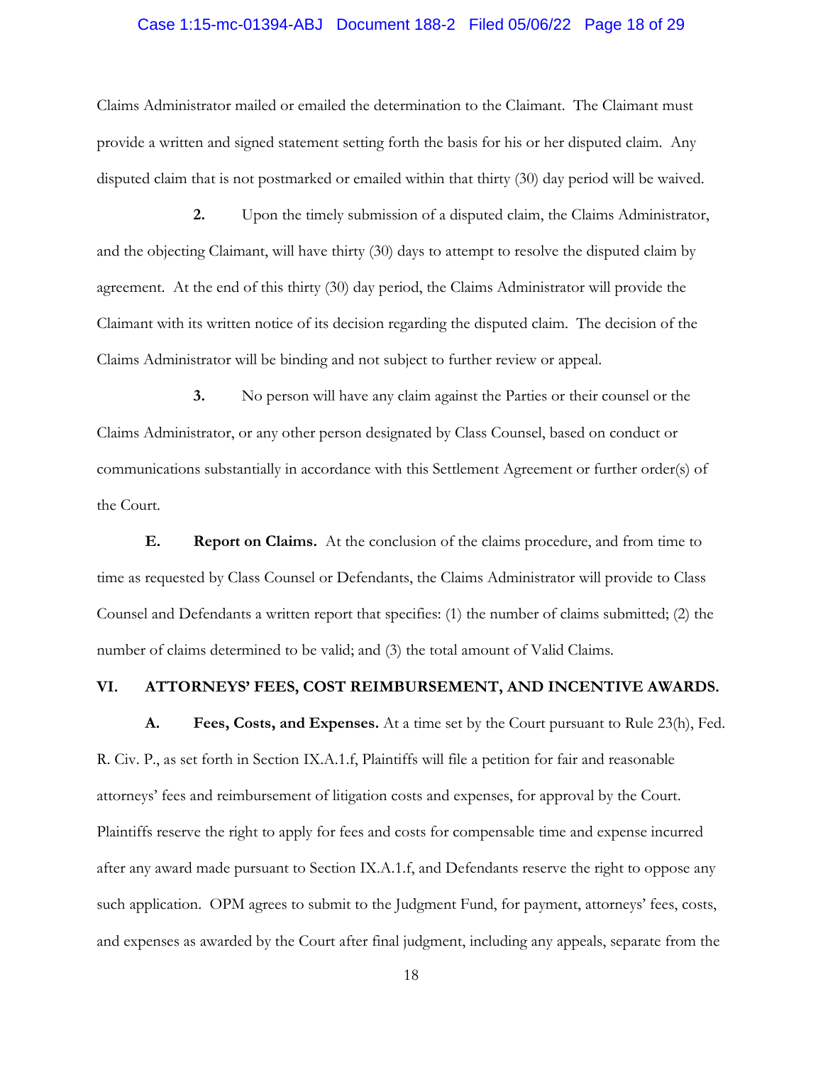Claims Administrator mailed or emailed the determination to the Claimant. The Claimant must provide a written and signed statement setting forth the basis for his or her disputed claim. Any disputed claim that is not postmarked or emailed within that thirty (30) day period will be waived.

**2.** Upon the timely submission of a disputed claim, the Claims Administrator, and the objecting Claimant, will have thirty (30) days to attempt to resolve the disputed claim by agreement. At the end of this thirty (30) day period, the Claims Administrator will provide the Claimant with its written notice of its decision regarding the disputed claim. The decision of the Claims Administrator will be binding and not subject to further review or appeal.

**3.** No person will have any claim against the Parties or their counsel or the Claims Administrator, or any other person designated by Class Counsel, based on conduct or communications substantially in accordance with this Settlement Agreement or further order(s) of the Court.

**E. Report on Claims.** At the conclusion of the claims procedure, and from time to time as requested by Class Counsel or Defendants, the Claims Administrator will provide to Class Counsel and Defendants a written report that specifies: (1) the number of claims submitted; (2) the number of claims determined to be valid; and (3) the total amount of Valid Claims.

## VI. ATTORNEYS' FEES, COST REIMBURSEMENT, AND INCENTIVE AWARDS.

**A. Fees, Costs, and Expenses.** At a time set by the Court pursuant to Rule 23(h), Fed. R. Civ. P., as set forth in Section IX.A.1.f, Plaintiffs will file a petition for fair and reasonable attorneys' fees and reimbursement of litigation costs and expenses, for approval by the Court. Plaintiffs reserve the right to apply for fees and costs for compensable time and expense incurred after any award made pursuant to Section IX.A.1.f, and Defendants reserve the right to oppose any such application. OPM agrees to submit to the Judgment Fund, for payment, attorneys' fees, costs, and expenses as awarded by the Court after final judgment, including any appeals, separate from the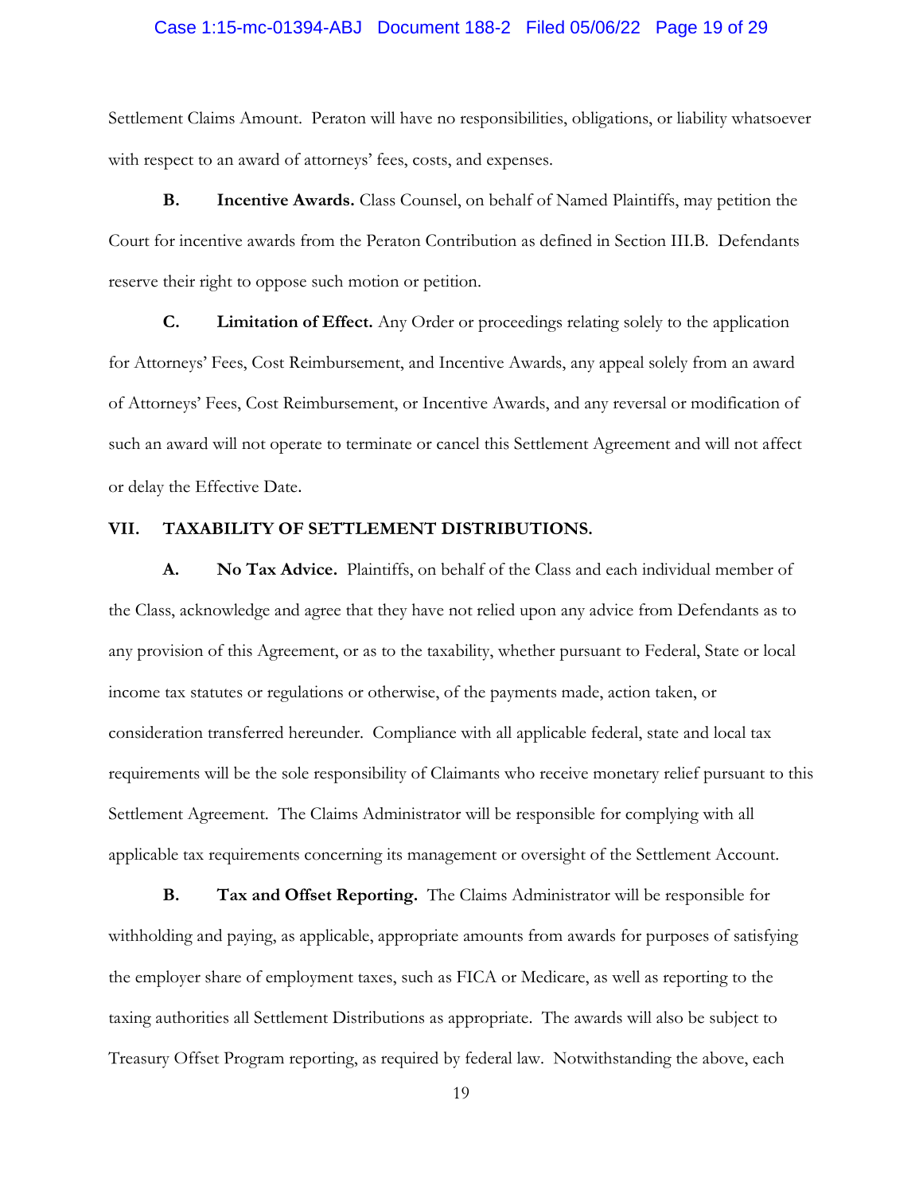Settlement Claims Amount. Peraton will have no responsibilities, obligations, or liability whatsoever with respect to an award of attorneys' fees, costs, and expenses.

**B. Incentive Awards.** Class Counsel, on behalf of Named Plaintiffs, may petition the Court for incentive awards from the Peraton Contribution as defined in Section III.B. Defendants reserve their right to oppose such motion or petition.

**C. Limitation of Effect.** Any Order or proceedings relating solely to the application for Attorneys' Fees, Cost Reimbursement, and Incentive Awards, any appeal solely from an award of Attorneys' Fees, Cost Reimbursement, or Incentive Awards, and any reversal or modification of such an award will not operate to terminate or cancel this Settlement Agreement and will not affect or delay the Effective Date.

## VII. TAXABILITY OF SETTLEMENT DISTRIBUTIONS.

**A. No Tax Advice.** Plaintiffs, on behalf of the Class and each individual member of the Class, acknowledge and agree that they have not relied upon any advice from Defendants as to any provision of this Agreement, or as to the taxability, whether pursuant to Federal, State or local income tax statutes or regulations or otherwise, of the payments made, action taken, or consideration transferred hereunder. Compliance with all applicable federal, state and local tax requirements will be the sole responsibility of Claimants who receive monetary relief pursuant to this Settlement Agreement. The Claims Administrator will be responsible for complying with all applicable tax requirements concerning its management or oversight of the Settlement Account.

**B. Tax and Offset Reporting.** The Claims Administrator will be responsible for withholding and paying, as applicable, appropriate amounts from awards for purposes of satisfying the employer share of employment taxes, such as FICA or Medicare, as well as reporting to the taxing authorities all Settlement Distributions as appropriate. The awards will also be subject to Treasury Offset Program reporting, as required by federal law. Notwithstanding the above, each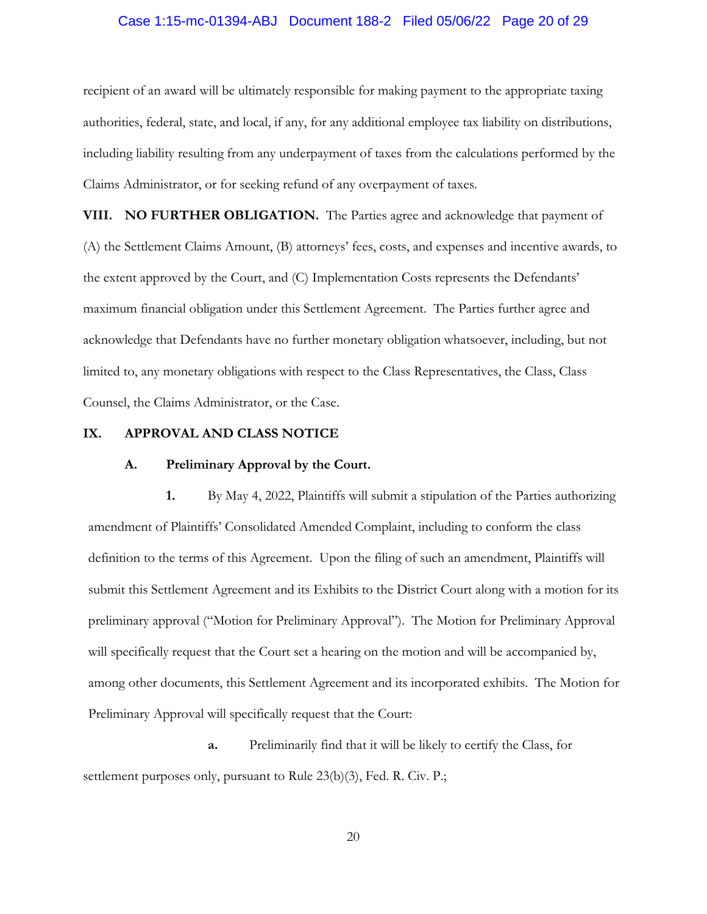recipient of an award will be ultimately responsible for making payment to the appropriate taxing authorities, federal, state, and local, if any, for any additional employee tax liability on distributions, including liability resulting from any underpayment of taxes from the calculations performed by the Claims Administrator, or for seeking refund of any overpayment of taxes.

**VIII. NO FURTHER OBLIGATION.** The Parties agree and acknowledge that payment of (A) the Settlement Claims Amount, (B) attorneys' fees, costs, and expenses and incentive awards, to the extent approved by the Court, and (C) Implementation Costs represents the Defendants' maximum financial obligation under this Settlement Agreement. The Parties further agree and acknowledge that Defendants have no further monetary obligation whatsoever, including, but not limited to, any monetary obligations with respect to the Class Representatives, the Class, Class Counsel, the Claims Administrator, or the Case.

## IX. APPROVAL AND CLASS NOTICE

### A. Preliminary Approval by the Court.

**1.** By May 4, 2022, Plaintiffs will submit a stipulation of the Parties authorizing amendment of Plaintiffs' Consolidated Amended Complaint, including to conform the class definition to the terms of this Agreement. Upon the filing of such an amendment, Plaintiffs will submit this Settlement Agreement and its Exhibits to the District Court along with a motion for its preliminary approval ("Motion for Preliminary Approval"). The Motion for Preliminary Approval will specifically request that the Court set a hearing on the motion and will be accompanied by, among other documents, this Settlement Agreement and its incorporated exhibits. The Motion for Preliminary Approval will specifically request that the Court:

**a.** Preliminarily find that it will be likely to certify the Class, for settlement purposes only, pursuant to Rule 23(b)(3), Fed. R. Civ. P.;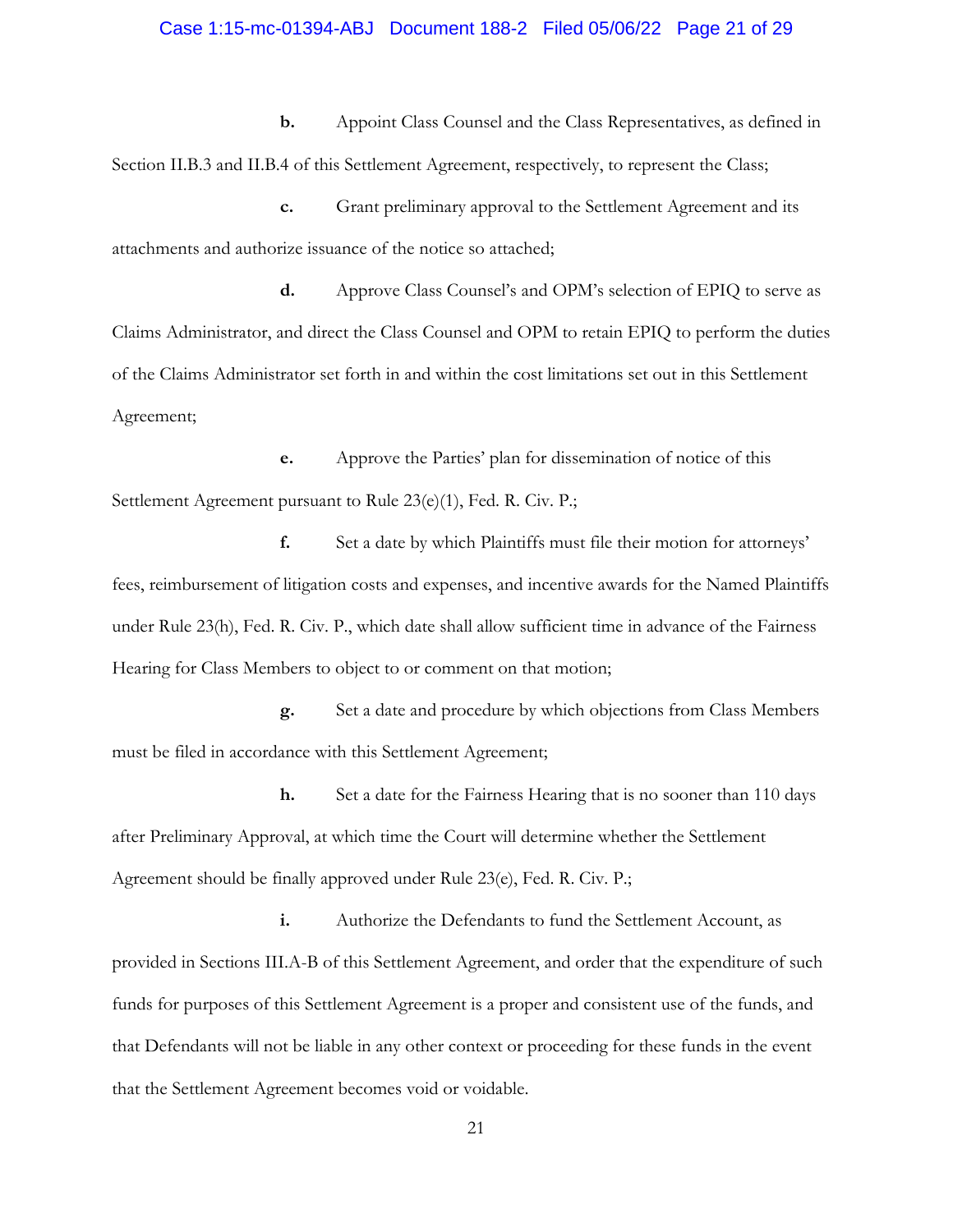**b.** Appoint Class Counsel and the Class Representatives, as defined in Section II.B.3 and II.B.4 of this Settlement Agreement, respectively, to represent the Class;

**c.** Grant preliminary approval to the Settlement Agreement and its attachments and authorize issuance of the notice so attached;

**d.** Approve Class Counsel's and OPM's selection of EPIQ to serve as Claims Administrator, and direct the Class Counsel and OPM to retain EPIQ to perform the duties of the Claims Administrator set forth in and within the cost limitations set out in this Settlement Agreement;

**e.** Approve the Parties' plan for dissemination of notice of this Settlement Agreement pursuant to Rule 23(e)(1), Fed. R. Civ. P.;

**f.** Set a date by which Plaintiffs must file their motion for attorneys' fees, reimbursement of litigation costs and expenses, and incentive awards for the Named Plaintiffs under Rule 23(h), Fed. R. Civ. P., which date shall allow sufficient time in advance of the Fairness Hearing for Class Members to object to or comment on that motion;

**g.** Set a date and procedure by which objections from Class Members must be filed in accordance with this Settlement Agreement;

**h.** Set a date for the Fairness Hearing that is no sooner than 110 days after Preliminary Approval, at which time the Court will determine whether the Settlement Agreement should be finally approved under Rule 23(e), Fed. R. Civ. P.;

**i.** Authorize the Defendants to fund the Settlement Account, as provided in Sections III.A-B of this Settlement Agreement, and order that the expenditure of such funds for purposes of this Settlement Agreement is a proper and consistent use of the funds, and that Defendants will not be liable in any other context or proceeding for these funds in the event that the Settlement Agreement becomes void or voidable.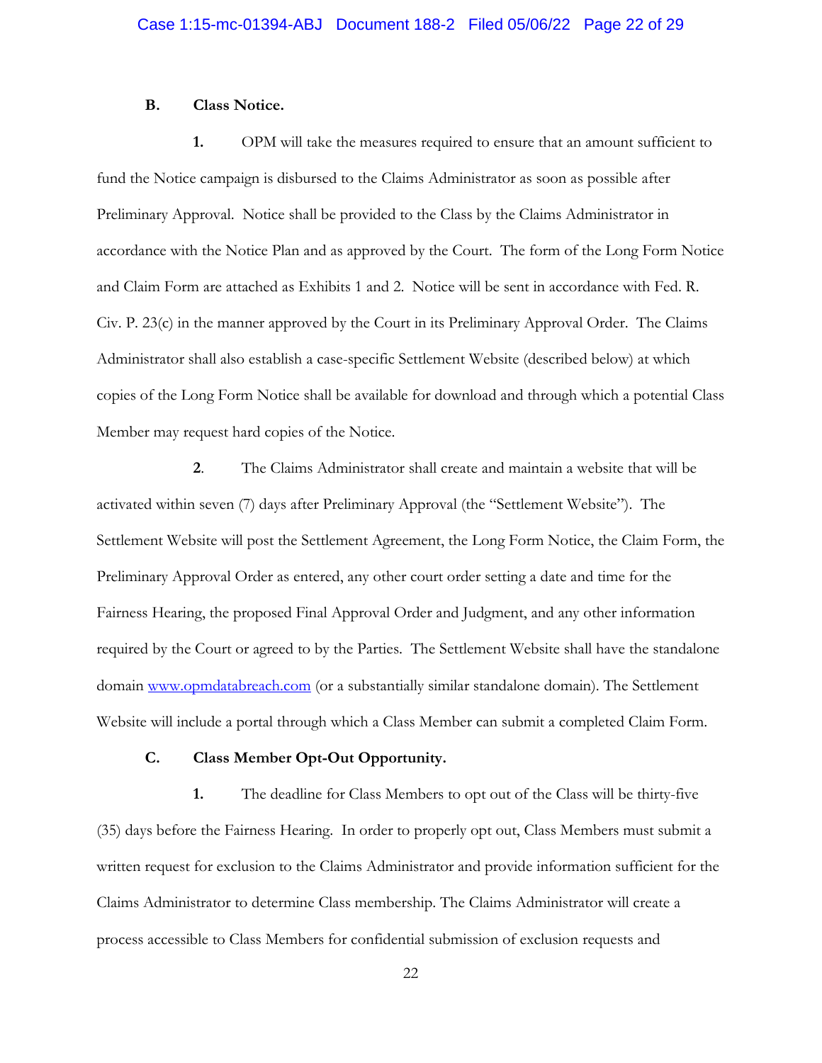### B. Class Notice.

**1.** OPM will take the measures required to ensure that an amount sufficient to fund the Notice campaign is disbursed to the Claims Administrator as soon as possible after Preliminary Approval. Notice shall be provided to the Class by the Claims Administrator in accordance with the Notice Plan and as approved by the Court. The form of the Long Form Notice and Claim Form are attached as Exhibits 1 and 2. Notice will be sent in accordance with Fed. R. Civ. P. 23(c) in the manner approved by the Court in its Preliminary Approval Order. The Claims Administrator shall also establish a case-specific Settlement Website (described below) at which copies of the Long Form Notice shall be available for download and through which a potential Class Member may request hard copies of the Notice.

**2**. The Claims Administrator shall create and maintain a website that will be activated within seven (7) days after Preliminary Approval (the "Settlement Website"). The Settlement Website will post the Settlement Agreement, the Long Form Notice, the Claim Form, the Preliminary Approval Order as entered, any other court order setting a date and time for the Fairness Hearing, the proposed Final Approval Order and Judgment, and any other information required by the Court or agreed to by the Parties. The Settlement Website shall have the standalone domain www.opmdatabreach.com (or a substantially similar standalone domain). The Settlement Website will include a portal through which a Class Member can submit a completed Claim Form.

### C. Class Member Opt-Out Opportunity.

**1.** The deadline for Class Members to opt out of the Class will be thirty-five (35) days before the Fairness Hearing. In order to properly opt out, Class Members must submit a written request for exclusion to the Claims Administrator and provide information sufficient for the Claims Administrator to determine Class membership. The Claims Administrator will create a process accessible to Class Members for confidential submission of exclusion requests and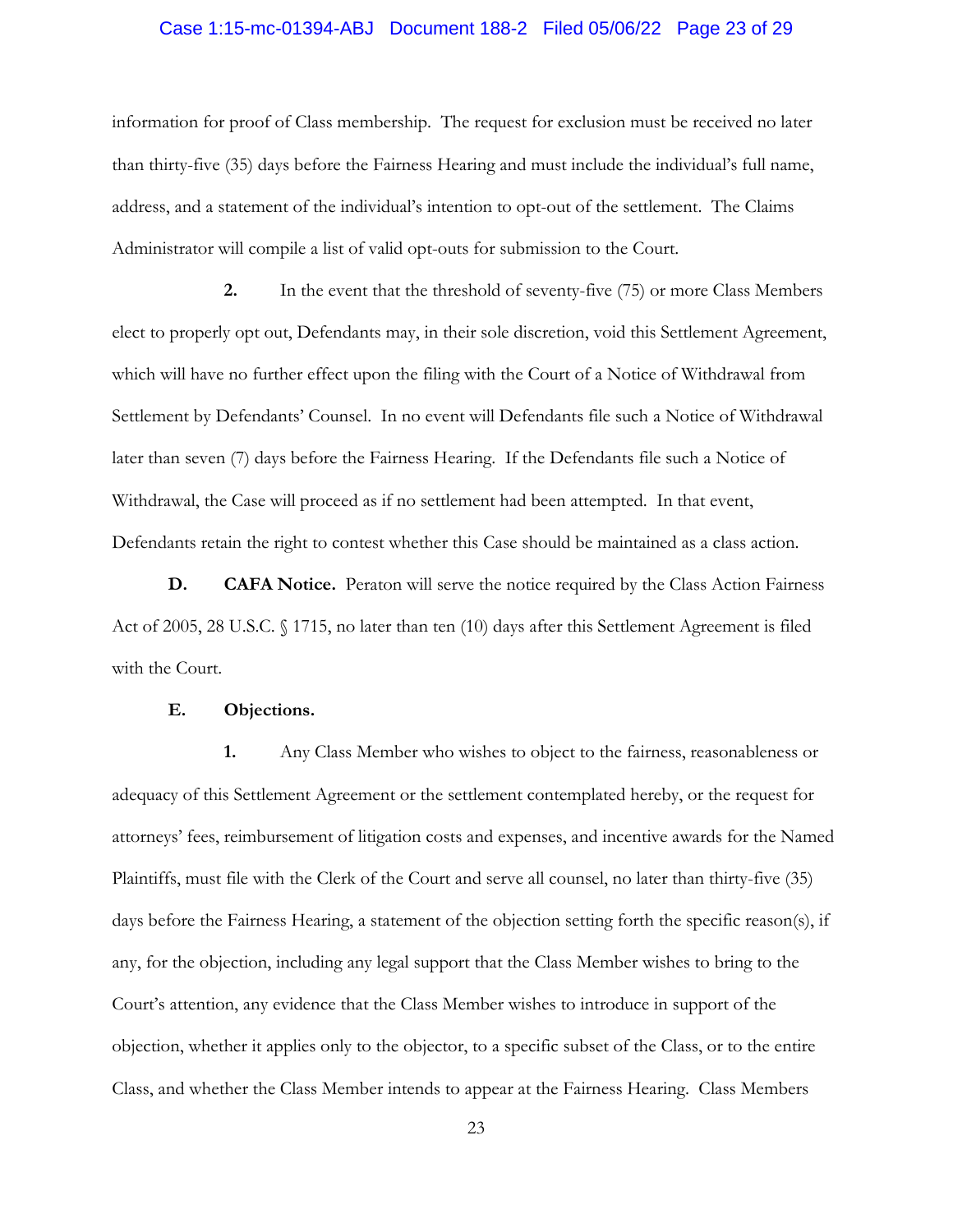information for proof of Class membership. The request for exclusion must be received no later than thirty-five (35) days before the Fairness Hearing and must include the individual's full name, address, and a statement of the individual's intention to opt-out of the settlement. The Claims Administrator will compile a list of valid opt-outs for submission to the Court.

**2.** In the event that the threshold of seventy-five (75) or more Class Members elect to properly opt out, Defendants may, in their sole discretion, void this Settlement Agreement, which will have no further effect upon the filing with the Court of a Notice of Withdrawal from Settlement by Defendants' Counsel. In no event will Defendants file such a Notice of Withdrawal later than seven (7) days before the Fairness Hearing. If the Defendants file such a Notice of Withdrawal, the Case will proceed as if no settlement had been attempted. In that event, Defendants retain the right to contest whether this Case should be maintained as a class action.

**D. CAFA Notice.** Peraton will serve the notice required by the Class Action Fairness Act of 2005, 28 U.S.C. § 1715, no later than ten (10) days after this Settlement Agreement is filed with the Court.

**E. Objections.**

**1.** Any Class Member who wishes to object to the fairness, reasonableness or adequacy of this Settlement Agreement or the settlement contemplated hereby, or the request for attorneys' fees, reimbursement of litigation costs and expenses, and incentive awards for the Named Plaintiffs, must file with the Clerk of the Court and serve all counsel, no later than thirty-five (35) days before the Fairness Hearing, a statement of the objection setting forth the specific reason(s), if any, for the objection, including any legal support that the Class Member wishes to bring to the Court's attention, any evidence that the Class Member wishes to introduce in support of the objection, whether it applies only to the objector, to a specific subset of the Class, or to the entire Class, and whether the Class Member intends to appear at the Fairness Hearing. Class Members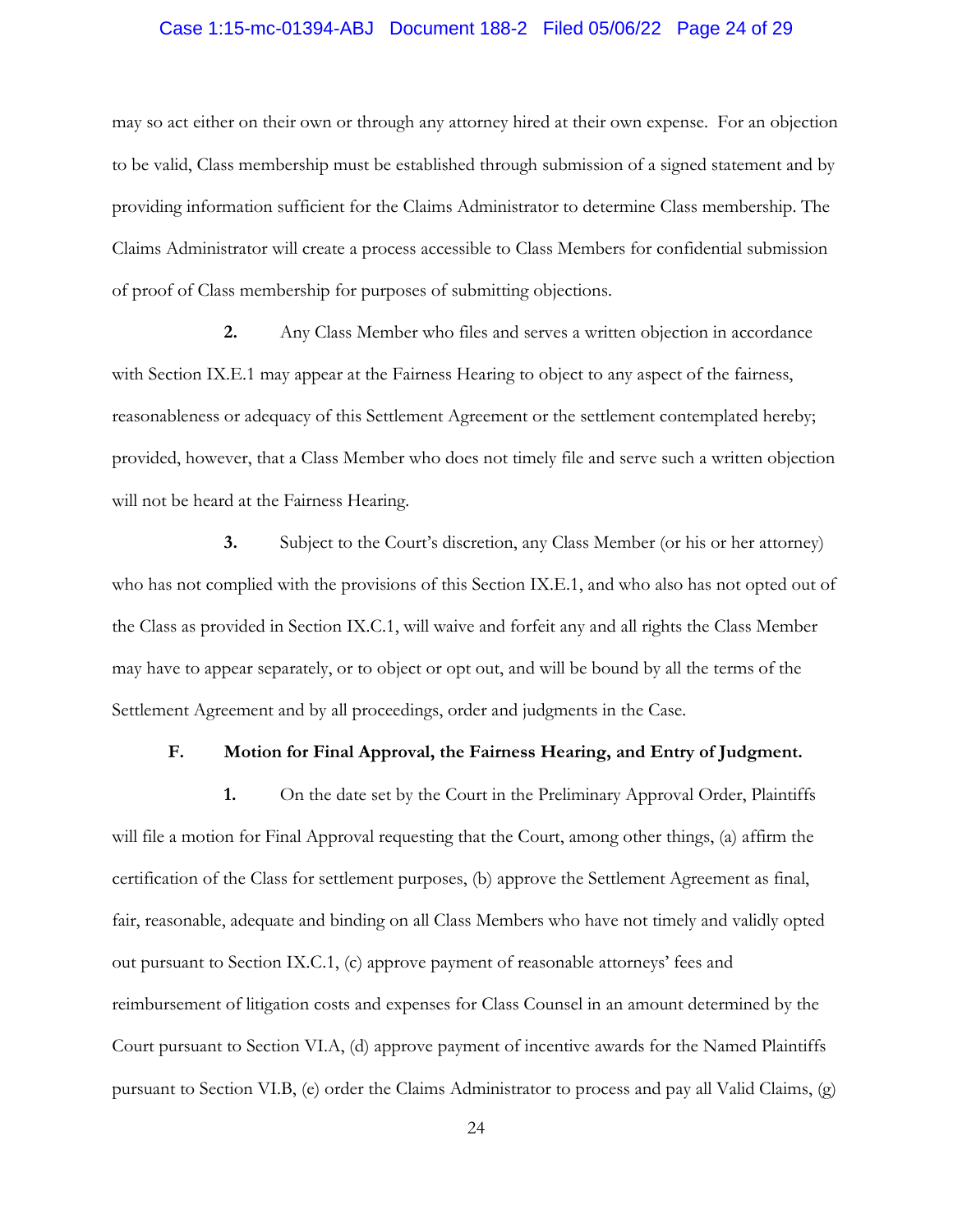may so act either on their own or through any attorney hired at their own expense. For an objection to be valid, Class membership must be established through submission of a signed statement and by providing information sufficient for the Claims Administrator to determine Class membership. The Claims Administrator will create a process accessible to Class Members for confidential submission of proof of Class membership for purposes of submitting objections.

**2.** Any Class Member who files and serves a written objection in accordance with Section IX.E.1 may appear at the Fairness Hearing to object to any aspect of the fairness, reasonableness or adequacy of this Settlement Agreement or the settlement contemplated hereby; provided, however, that a Class Member who does not timely file and serve such a written objection will not be heard at the Fairness Hearing.

**3.** Subject to the Court's discretion, any Class Member (or his or her attorney) who has not complied with the provisions of this Section IX.E.1, and who also has not opted out of the Class as provided in Section IX.C.1, will waive and forfeit any and all rights the Class Member may have to appear separately, or to object or opt out, and will be bound by all the terms of the Settlement Agreement and by all proceedings, order and judgments in the Case.

**F. Motion for Final Approval, the Fairness Hearing, and Entry of Judgment.**

**1.** On the date set by the Court in the Preliminary Approval Order, Plaintiffs will file a motion for Final Approval requesting that the Court, among other things, (a) affirm the certification of the Class for settlement purposes, (b) approve the Settlement Agreement as final, fair, reasonable, adequate and binding on all Class Members who have not timely and validly opted out pursuant to Section IX.C.1, (c) approve payment of reasonable attorneys' fees and reimbursement of litigation costs and expenses for Class Counsel in an amount determined by the Court pursuant to Section VI.A, (d) approve payment of incentive awards for the Named Plaintiffs pursuant to Section VI.B, (e) order the Claims Administrator to process and pay all Valid Claims, (g)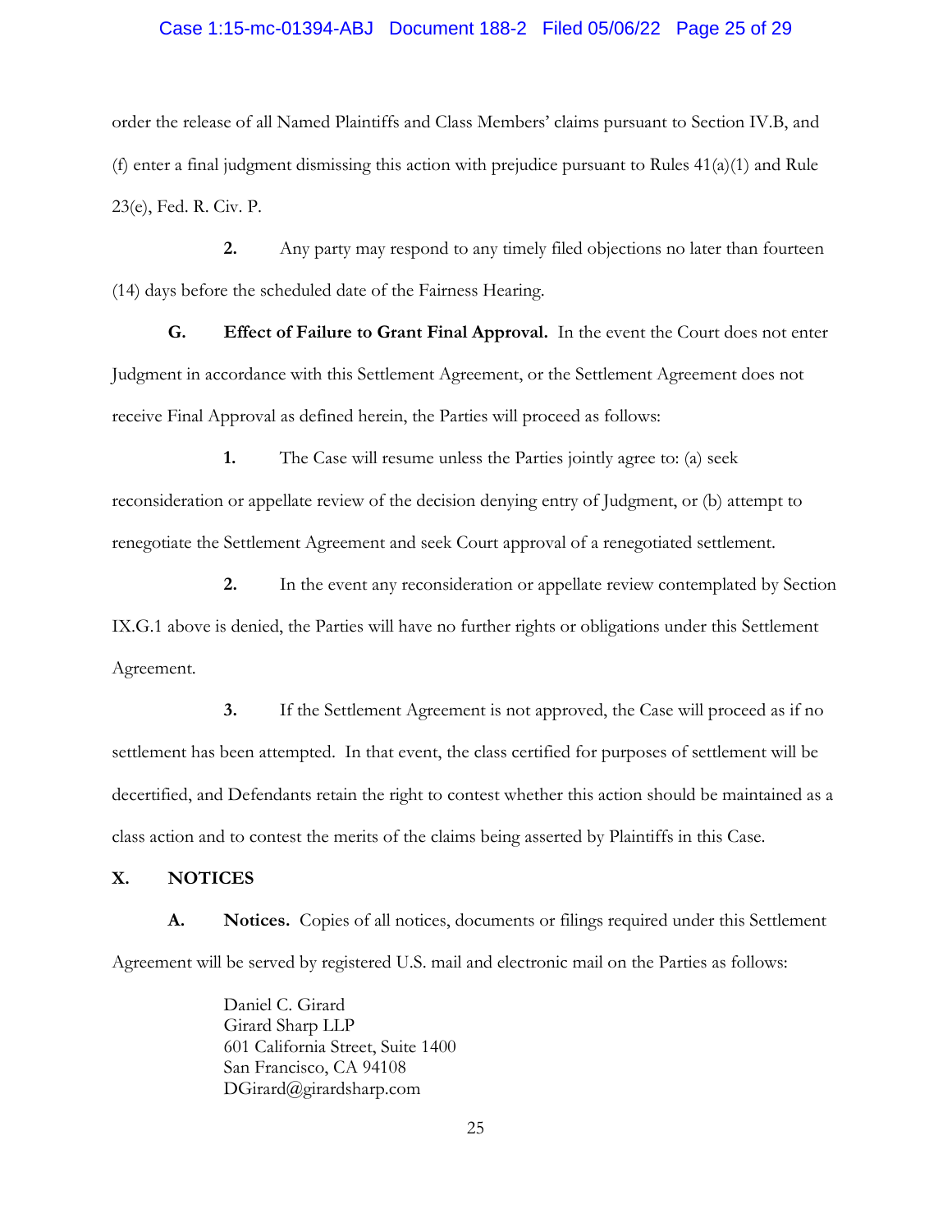order the release of all Named Plaintiffs and Class Members' claims pursuant to Section IV.B, and (f) enter a final judgment dismissing this action with prejudice pursuant to Rules 41(a)(1) and Rule 23(e), Fed. R. Civ. P.

**2.** Any party may respond to any timely filed objections no later than fourteen (14) days before the scheduled date of the Fairness Hearing.

**G. Effect of Failure to Grant Final Approval.** In the event the Court does not enter Judgment in accordance with this Settlement Agreement, or the Settlement Agreement does not receive Final Approval as defined herein, the Parties will proceed as follows:

**1.** The Case will resume unless the Parties jointly agree to: (a) seek reconsideration or appellate review of the decision denying entry of Judgment, or (b) attempt to renegotiate the Settlement Agreement and seek Court approval of a renegotiated settlement.

**2.** In the event any reconsideration or appellate review contemplated by Section IX.G.1 above is denied, the Parties will have no further rights or obligations under this Settlement Agreement.

**3.** If the Settlement Agreement is not approved, the Case will proceed as if no settlement has been attempted. In that event, the class certified for purposes of settlement will be decertified, and Defendants retain the right to contest whether this action should be maintained as a class action and to contest the merits of the claims being asserted by Plaintiffs in this Case.

## X. NOTICES

**A. Notices.** Copies of all notices, documents or filings required under this Settlement Agreement will be served by registered U.S. mail and electronic mail on the Parties as follows:

Daniel C. Girard
Girard Sharp LLP
601 California Street, Suite 1400
San Francisco, CA 94108
DGirard@girardsharp.com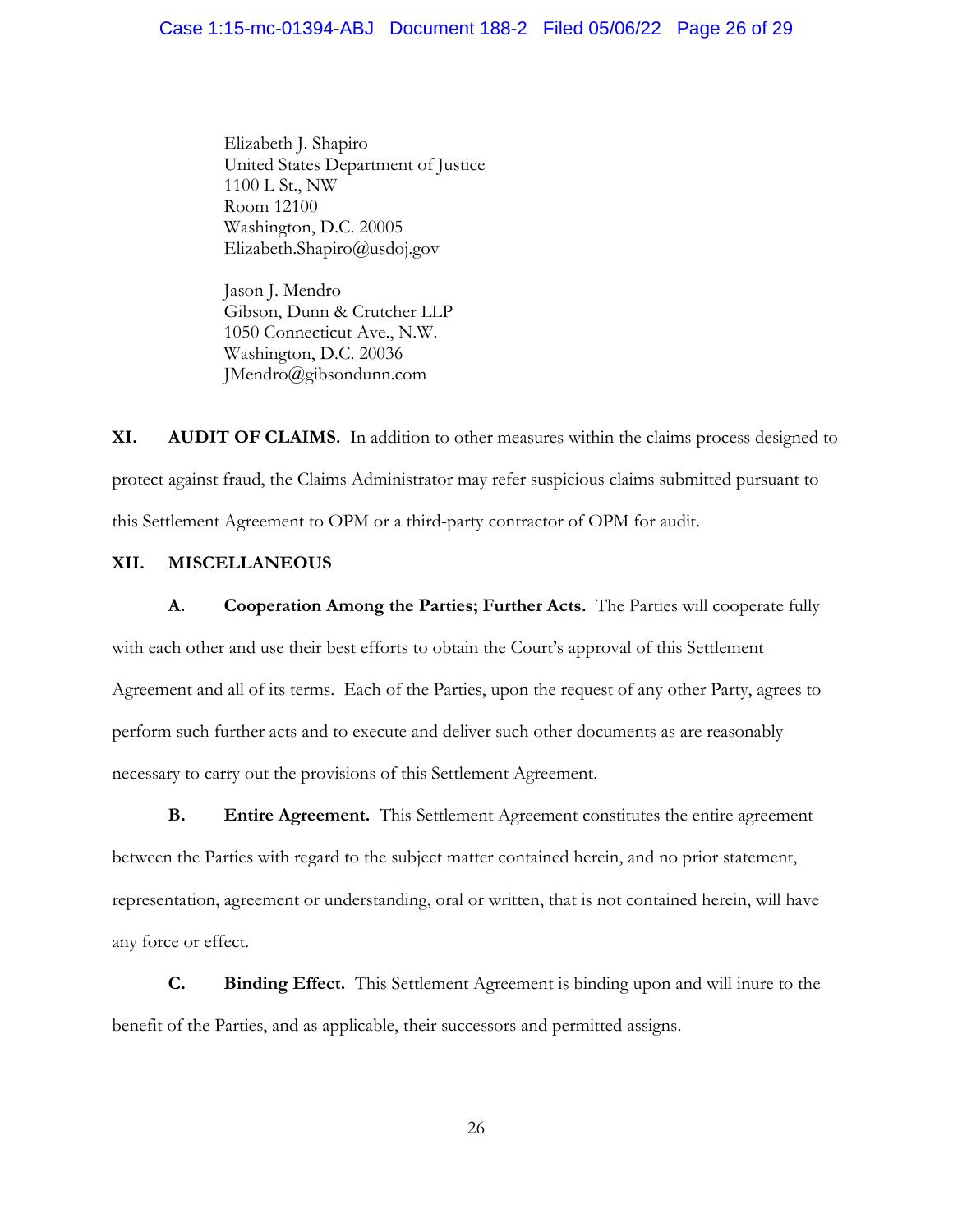Elizabeth J. Shapiro
United States Department of Justice
1100 L St., NW
Room 12100
Washington, D.C. 20005
Elizabeth.Shapiro@usdoj.gov

Jason J. Mendro
Gibson, Dunn & Crutcher LLP
1050 Connecticut Ave., N.W.
Washington, D.C. 20036
JMendro@gibsondunn.com

**XI. AUDIT OF CLAIMS.** In addition to other measures within the claims process designed to protect against fraud, the Claims Administrator may refer suspicious claims submitted pursuant to this Settlement Agreement to OPM or a third-party contractor of OPM for audit.

**XII. MISCELLANEOUS**

**A. Cooperation Among the Parties; Further Acts.** The Parties will cooperate fully with each other and use their best efforts to obtain the Court's approval of this Settlement Agreement and all of its terms. Each of the Parties, upon the request of any other Party, agrees to perform such further acts and to execute and deliver such other documents as are reasonably necessary to carry out the provisions of this Settlement Agreement.

**B. Entire Agreement.** This Settlement Agreement constitutes the entire agreement between the Parties with regard to the subject matter contained herein, and no prior statement, representation, agreement or understanding, oral or written, that is not contained herein, will have any force or effect.

**C. Binding Effect.** This Settlement Agreement is binding upon and will inure to the benefit of the Parties, and as applicable, their successors and permitted assigns.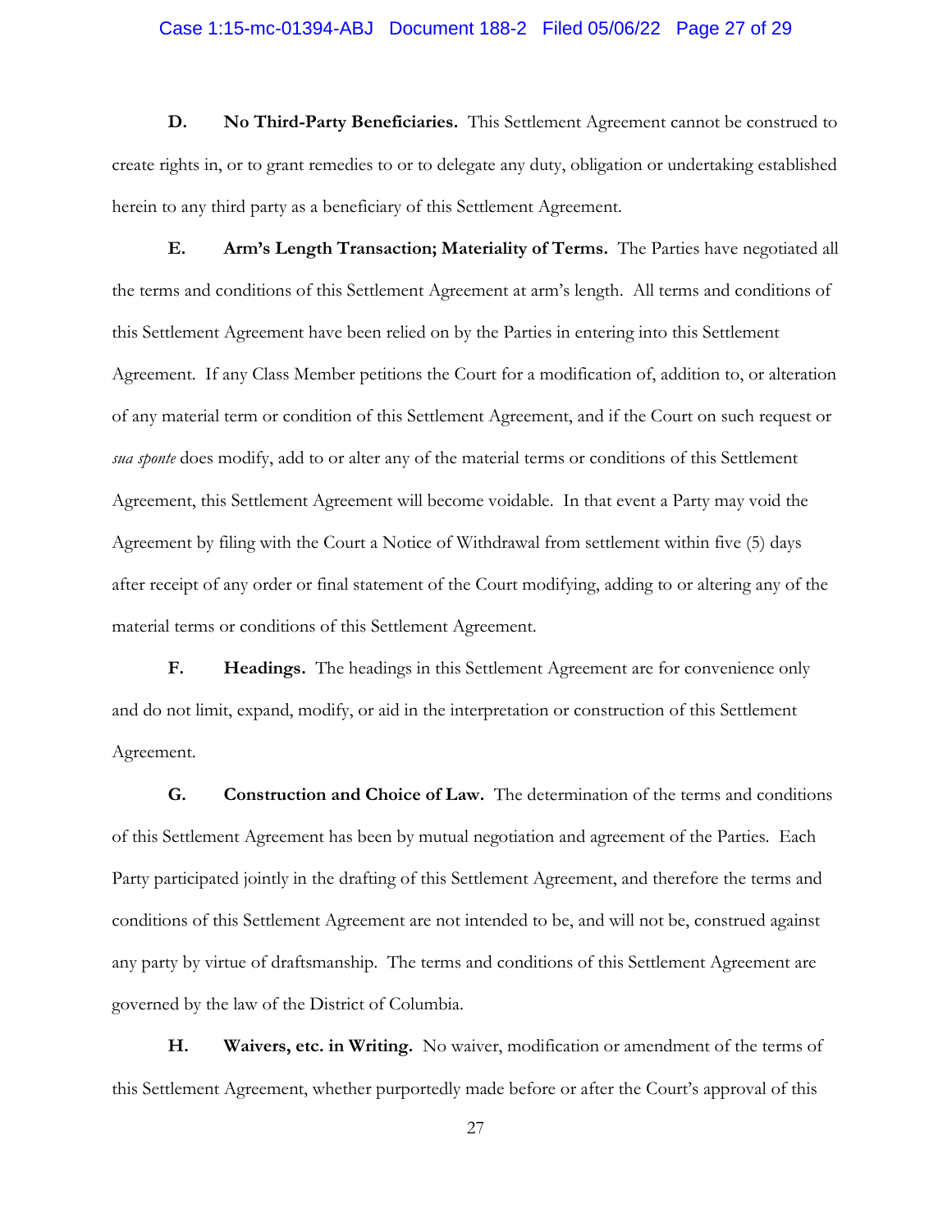**D. No Third-Party Beneficiaries.** This Settlement Agreement cannot be construed to create rights in, or to grant remedies to or to delegate any duty, obligation or undertaking established herein to any third party as a beneficiary of this Settlement Agreement.

**E. Arm's Length Transaction; Materiality of Terms.** The Parties have negotiated all the terms and conditions of this Settlement Agreement at arm's length. All terms and conditions of this Settlement Agreement have been relied on by the Parties in entering into this Settlement Agreement. If any Class Member petitions the Court for a modification of, addition to, or alteration of any material term or condition of this Settlement Agreement, and if the Court on such request or *sua sponte* does modify, add to or alter any of the material terms or conditions of this Settlement Agreement, this Settlement Agreement will become voidable. In that event a Party may void the Agreement by filing with the Court a Notice of Withdrawal from settlement within five (5) days after receipt of any order or final statement of the Court modifying, adding to or altering any of the material terms or conditions of this Settlement Agreement.

**F. Headings.** The headings in this Settlement Agreement are for convenience only and do not limit, expand, modify, or aid in the interpretation or construction of this Settlement Agreement.

**G. Construction and Choice of Law.** The determination of the terms and conditions of this Settlement Agreement has been by mutual negotiation and agreement of the Parties. Each Party participated jointly in the drafting of this Settlement Agreement, and therefore the terms and conditions of this Settlement Agreement are not intended to be, and will not be, construed against any party by virtue of draftsmanship. The terms and conditions of this Settlement Agreement are governed by the law of the District of Columbia.

**H. Waivers, etc. in Writing.** No waiver, modification or amendment of the terms of this Settlement Agreement, whether purportedly made before or after the Court's approval of this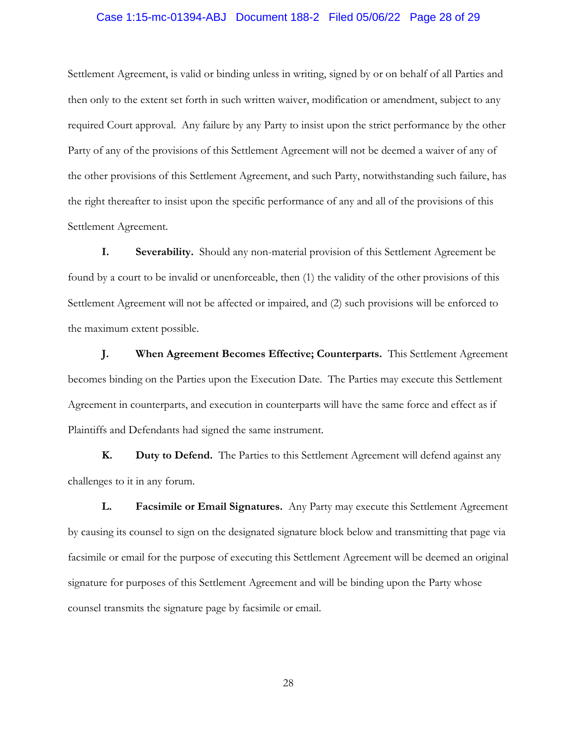Settlement Agreement, is valid or binding unless in writing, signed by or on behalf of all Parties and then only to the extent set forth in such written waiver, modification or amendment, subject to any required Court approval. Any failure by any Party to insist upon the strict performance by the other Party of any of the provisions of this Settlement Agreement will not be deemed a waiver of any of the other provisions of this Settlement Agreement, and such Party, notwithstanding such failure, has the right thereafter to insist upon the specific performance of any and all of the provisions of this Settlement Agreement.

**I. Severability.** Should any non-material provision of this Settlement Agreement be found by a court to be invalid or unenforceable, then (1) the validity of the other provisions of this Settlement Agreement will not be affected or impaired, and (2) such provisions will be enforced to the maximum extent possible.

**J. When Agreement Becomes Effective; Counterparts.** This Settlement Agreement becomes binding on the Parties upon the Execution Date. The Parties may execute this Settlement Agreement in counterparts, and execution in counterparts will have the same force and effect as if Plaintiffs and Defendants had signed the same instrument.

**K. Duty to Defend.** The Parties to this Settlement Agreement will defend against any challenges to it in any forum.

**L. Facsimile or Email Signatures.** Any Party may execute this Settlement Agreement by causing its counsel to sign on the designated signature block below and transmitting that page via facsimile or email for the purpose of executing this Settlement Agreement will be deemed an original signature for purposes of this Settlement Agreement and will be binding upon the Party whose counsel transmits the signature page by facsimile or email.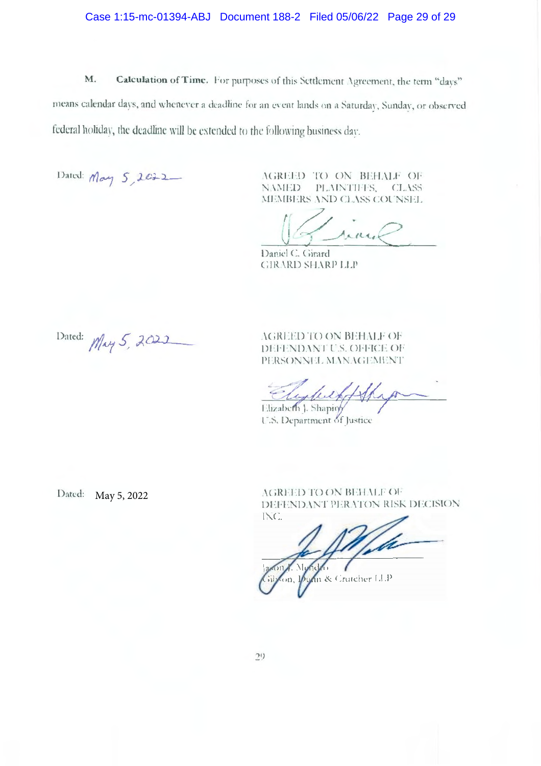**M. Calculation of Time.** For purposes of this Settlement Agreement, the term "days" means calendar days, and whenever a deadline for an event lands on a Saturday, Sunday, or observed federal holiday, the deadline will be extended to the following business day.

Dated: May 5, 2022

AGREED TO ON BEHALF OF NAMED PLAINTIFFS, CLASS MEMBERS AND CLASS COUNSEL

Daniel C. Girard
GIRARD SHARP LLP

Dated: May 5, 2022

AGREED TO ON BEHALF OF DEFENDANT U.S. OFFICE OF PERSONNEL MANAGEMENT

Elizabeth J. Shapiro
U.S. Department of Justice

Dated: May 5, 2022

AGREED TO ON BEHALF OF DEFENDANT PERATON RISK DECISION INC.

Jason J. Mendro
Gibson, Dunn & Crutcher LLP